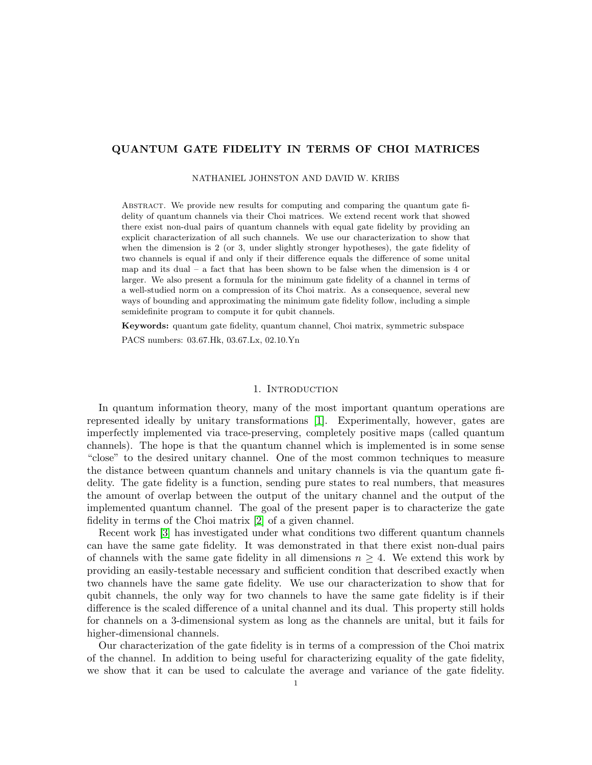# QUANTUM GATE FIDELITY IN TERMS OF CHOI MATRICES

NATHANIEL JOHNSTON AND DAVID W. KRIBS

ABSTRACT. We provide new results for computing and comparing the quantum gate fidelity of quantum channels via their Choi matrices. We extend recent work that showed there exist non-dual pairs of quantum channels with equal gate fidelity by providing an explicit characterization of all such channels. We use our characterization to show that when the dimension is 2 (or 3, under slightly stronger hypotheses), the gate fidelity of two channels is equal if and only if their difference equals the difference of some unital map and its dual – a fact that has been shown to be false when the dimension is 4 or larger. We also present a formula for the minimum gate fidelity of a channel in terms of a well-studied norm on a compression of its Choi matrix. As a consequence, several new ways of bounding and approximating the minimum gate fidelity follow, including a simple semidefinite program to compute it for qubit channels.

**Keywords:** quantum gate fidelity, quantum channel, Choi matrix, symmetric subspace

PACS numbers: 03.67.Hk, 03.67.Lx, 02.10.Yn

## 1. Introduction

In quantum information theory, many of the most important quantum operations are represented ideally by unitary transformations [1]. Experimentally, however, gates are imperfectly implemented via trace-preserving, completely positive maps (called quantum channels). The hope is that the quantum channel which is implemented is in some sense "close" to the desired unitary channel. One of the most common techniques to measure the distance between quantum channels and unitary channels is via the quantum gate fidelity. The gate fidelity is a function, sending pure states to real numbers, that measures the amount of overlap between the output of the unitary channel and the output of the implemented quantum channel. The goal of the present paper is to characterize the gate fidelity in terms of the Choi matrix [2] of a given channel.

Recent work [3] has investigated under what conditions two different quantum channels can have the same gate fidelity. It was demonstrated in that there exist non-dual pairs of channels with the same gate fidelity in all dimensions $n \geq 4$. We extend this work by providing an easily-testable necessary and sufficient condition that described exactly when two channels have the same gate fidelity. We use our characterization to show that for qubit channels, the only way for two channels to have the same gate fidelity is if their difference is the scaled difference of a unital channel and its dual. This property still holds for channels on a 3-dimensional system as long as the channels are unital, but it fails for higher-dimensional channels.

Our characterization of the gate fidelity is in terms of a compression of the Choi matrix of the channel. In addition to being useful for characterizing equality of the gate fidelity, we show that it can be used to calculate the average and variance of the gate fidelity.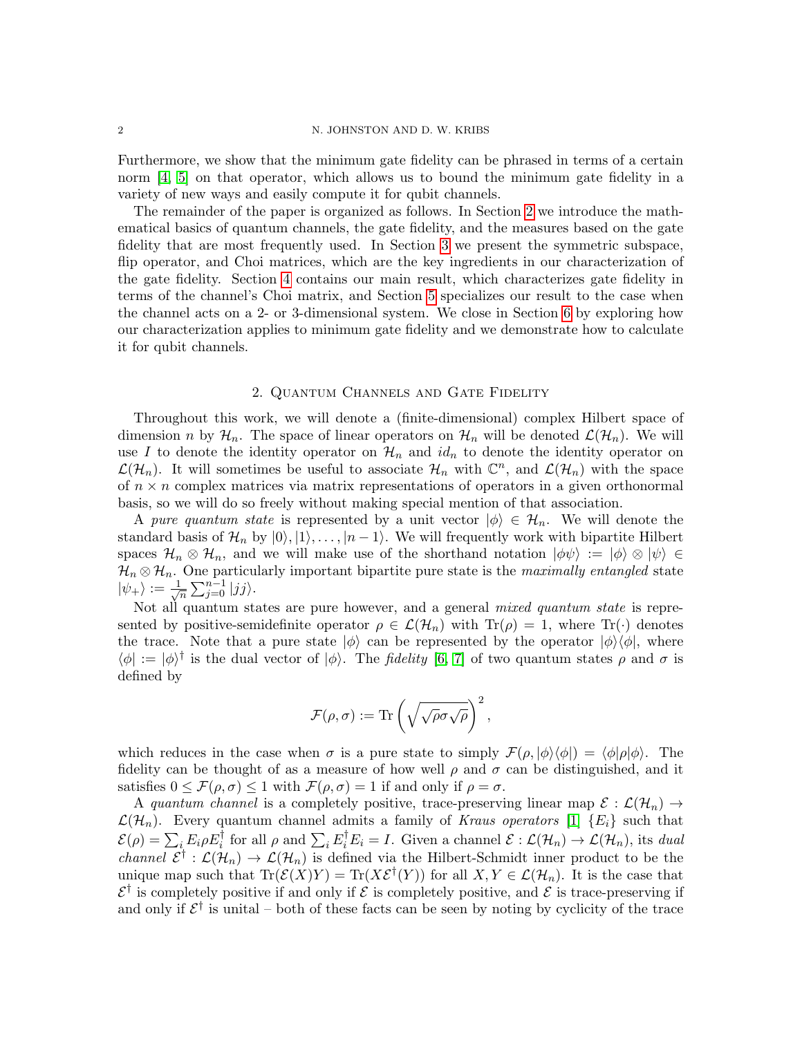Furthermore, we show that the minimum gate fidelity can be phrased in terms of a certain norm [4, 5] on that operator, which allows us to bound the minimum gate fidelity in a variety of new ways and easily compute it for qubit channels.

The remainder of the paper is organized as follows. In Section 2 we introduce the mathematical basics of quantum channels, the gate fidelity, and the measures based on the gate fidelity that are most frequently used. In Section 3 we present the symmetric subspace, flip operator, and Choi matrices, which are the key ingredients in our characterization of the gate fidelity. Section 4 contains our main result, which characterizes gate fidelity in terms of the channel's Choi matrix, and Section 5 specializes our result to the case when the channel acts on a 2- or 3-dimensional system. We close in Section 6 by exploring how our characterization applies to minimum gate fidelity and we demonstrate how to calculate it for qubit channels.

## 2. Quantum Channels and Gate Fidelity

Throughout this work, we will denote a (finite-dimensional) complex Hilbert space of dimension $n$ by $\mathcal{H}_n$. The space of linear operators on $\mathcal{H}_n$ will be denoted $\mathcal{L}(\mathcal{H}_n)$. We will use $I$ to denote the identity operator on $\mathcal{H}_n$ and $id_n$ to denote the identity operator on $\mathcal{L}(\mathcal{H}_n)$. It will sometimes be useful to associate $\mathcal{H}_n$ with $\mathbb{C}^n$, and $\mathcal{L}(\mathcal{H}_n)$ with the space of $n \times n$ complex matrices via matrix representations of operators in a given orthonormal basis, so we will do so freely without making special mention of that association.

A *pure quantum state* is represented by a unit vector $|\phi\rangle \in \mathcal{H}_n$. We will denote the standard basis of $\mathcal{H}_n$ by $|0\rangle, |1\rangle, \ldots, |n-1\rangle$. We will frequently work with bipartite Hilbert spaces $\mathcal{H}_n \otimes \mathcal{H}_n$, and we will make use of the shorthand notation $|\phi\psi\rangle := |\phi\rangle \otimes |\psi\rangle \in \mathcal{H}_n \otimes \mathcal{H}_n$. One particularly important bipartite pure state is the *maximally entangled* state $|\psi_+\rangle := \frac{1}{\sqrt{n}}\sum_{j=0}^{n-1} |jj\rangle$.

Not all quantum states are pure however, and a general *mixed quantum state* is represented by positive-semidefinite operator $\rho \in \mathcal{L}(\mathcal{H}_n)$ with $\mathrm{Tr}(\rho) = 1$, where $\mathrm{Tr}(\cdot)$ denotes the trace. Note that a pure state $|\phi\rangle$ can be represented by the operator $|\phi\rangle\langle\phi|$, where $\langle\phi| := |\phi\rangle^\dagger$ is the dual vector of $|\phi\rangle$. The *fidelity* [6, 7] of two quantum states $\rho$ and $\sigma$ is defined by

$$\mathcal{F}(\rho, \sigma) := \mathrm{Tr}\left(\sqrt{\sqrt{\rho}\sigma\sqrt{\rho}}\right)^2,$$

which reduces in the case when $\sigma$ is a pure state to simply $\mathcal{F}(\rho, |\phi\rangle\langle\phi|) = \langle\phi|\rho|\phi\rangle$. The fidelity can be thought of as a measure of how well $\rho$ and $\sigma$ can be distinguished, and it satisfies $0 \leq \mathcal{F}(\rho, \sigma) \leq 1$ with $\mathcal{F}(\rho, \sigma) = 1$ if and only if $\rho = \sigma$.

A *quantum channel* is a completely positive, trace-preserving linear map $\mathcal{E} : \mathcal{L}(\mathcal{H}_n) \to \mathcal{L}(\mathcal{H}_n)$. Every quantum channel admits a family of *Kraus operators* [1] $\{E_i\}$ such that $\mathcal{E}(\rho) = \sum_i E_i \rho E_i^\dagger$ for all $\rho$ and $\sum_i E_i^\dagger E_i = I$. Given a channel $\mathcal{E} : \mathcal{L}(\mathcal{H}_n) \to \mathcal{L}(\mathcal{H}_n)$, its *dual channel* $\mathcal{E}^\dagger : \mathcal{L}(\mathcal{H}_n) \to \mathcal{L}(\mathcal{H}_n)$ is defined via the Hilbert-Schmidt inner product to be the unique map such that $\mathrm{Tr}(\mathcal{E}(X)Y) = \mathrm{Tr}(X\mathcal{E}^\dagger(Y))$ for all $X, Y \in \mathcal{L}(\mathcal{H}_n)$. It is the case that $\mathcal{E}^\dagger$ is completely positive if and only if $\mathcal{E}$ is completely positive, and $\mathcal{E}$ is trace-preserving if and only if $\mathcal{E}^\dagger$ is unital – both of these facts can be seen by noting by cyclicity of the trace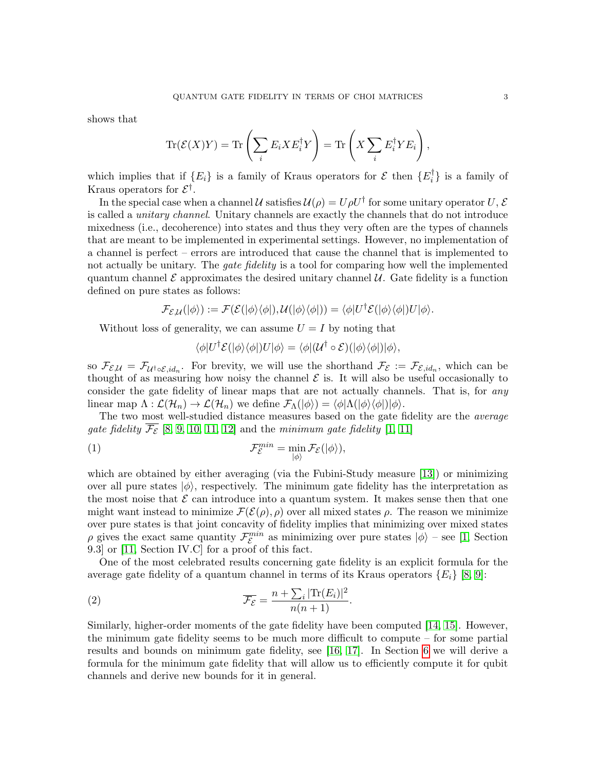shows that

$$\mathrm{Tr}(\mathcal{E}(X)Y) = \mathrm{Tr}\left(\sum_i E_i X E_i^\dagger Y\right) = \mathrm{Tr}\left(X \sum_i E_i^\dagger Y E_i\right),$$

which implies that if $\{E_i\}$ is a family of Kraus operators for $\mathcal{E}$ then $\{E_i^\dagger\}$ is a family of Kraus operators for $\mathcal{E}^\dagger$.

In the special case when a channel $\mathcal{U}$ satisfies $\mathcal{U}(\rho) = U\rho U^\dagger$ for some unitary operator $U$, $\mathcal{E}$ is called a *unitary channel*. Unitary channels are exactly the channels that do not introduce mixedness (i.e., decoherence) into states and thus they very often are the types of channels that are meant to be implemented in experimental settings. However, no implementation of a channel is perfect – errors are introduced that cause the channel that is implemented to not actually be unitary. The *gate fidelity* is a tool for comparing how well the implemented quantum channel $\mathcal{E}$ approximates the desired unitary channel $\mathcal{U}$. Gate fidelity is a function defined on pure states as follows:

$$\mathcal{F}_{\mathcal{E},\mathcal{U}}(|\phi\rangle) := \mathcal{F}(\mathcal{E}(|\phi\rangle\langle\phi|), \mathcal{U}(|\phi\rangle\langle\phi|)) = \langle\phi|U^\dagger \mathcal{E}(|\phi\rangle\langle\phi|)U|\phi\rangle.$$

Without loss of generality, we can assume $U = I$ by noting that

$$\langle\phi|U^\dagger \mathcal{E}(|\phi\rangle\langle\phi|)U|\phi\rangle = \langle\phi|(\mathcal{U}^\dagger \circ \mathcal{E})(|\phi\rangle\langle\phi|)|\phi\rangle,$$

so $\mathcal{F}_{\mathcal{E},\mathcal{U}} = \mathcal{F}_{\mathcal{U}^\dagger\circ\mathcal{E},id_n}$. For brevity, we will use the shorthand $\mathcal{F}_{\mathcal{E}} := \mathcal{F}_{\mathcal{E},id_n}$, which can be thought of as measuring how noisy the channel $\mathcal{E}$ is. It will also be useful occasionally to consider the gate fidelity of linear maps that are not actually channels. That is, for *any* linear map $\Lambda : \mathcal{L}(\mathcal{H}_n) \to \mathcal{L}(\mathcal{H}_n)$ we define $\mathcal{F}_\Lambda(|\phi\rangle) = \langle\phi|\Lambda(|\phi\rangle\langle\phi|)|\phi\rangle$.

The two most well-studied distance measures based on the gate fidelity are the *average gate fidelity* $\overline{\mathcal{F}_{\mathcal{E}}}$ [8, 9, 10, 11, 12] and the *minimum gate fidelity* [1, 11]

$$\mathcal{F}_{\mathcal{E}}^{min} = \min_{|\phi\rangle} \mathcal{F}_{\mathcal{E}}(|\phi\rangle), \tag{1}$$

which are obtained by either averaging (via the Fubini-Study measure [13]) or minimizing over all pure states $|\phi\rangle$, respectively. The minimum gate fidelity has the interpretation as the most noise that $\mathcal{E}$ can introduce into a quantum system. It makes sense then that one might want instead to minimize $\mathcal{F}(\mathcal{E}(\rho), \rho)$ over all mixed states $\rho$. The reason we minimize over pure states is that joint concavity of fidelity implies that minimizing over mixed states $\rho$ gives the exact same quantity $\mathcal{F}_{\mathcal{E}}^{min}$ as minimizing over pure states $|\phi\rangle$ – see [1, Section 9.3] or [11, Section IV.C] for a proof of this fact.

One of the most celebrated results concerning gate fidelity is an explicit formula for the average gate fidelity of a quantum channel in terms of its Kraus operators $\{E_i\}$ [8, 9]:

$$\overline{\mathcal{F}_{\mathcal{E}}} = \frac{n + \sum_i |\mathrm{Tr}(E_i)|^2}{n(n+1)}. \tag{2}$$

Similarly, higher-order moments of the gate fidelity have been computed [14, 15]. However, the minimum gate fidelity seems to be much more difficult to compute – for some partial results and bounds on minimum gate fidelity, see [16, 17]. In Section 6 we will derive a formula for the minimum gate fidelity that will allow us to efficiently compute it for qubit channels and derive new bounds for it in general.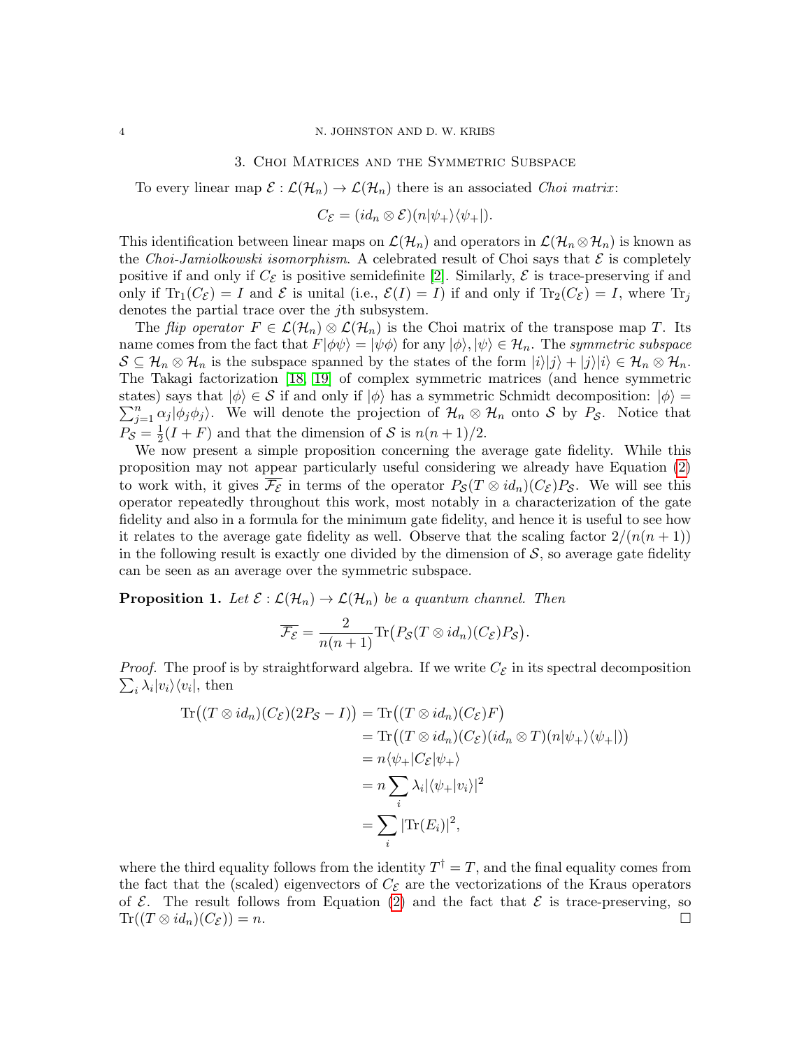## 3. Choi Matrices and the Symmetric Subspace

To every linear map $\mathcal{E} : \mathcal{L}(\mathcal{H}_n) \to \mathcal{L}(\mathcal{H}_n)$ there is an associated *Choi matrix*:

$$C_{\mathcal{E}} = (id_n \otimes \mathcal{E})(n|\psi_+\rangle\langle\psi_+|).$$

This identification between linear maps on $\mathcal{L}(\mathcal{H}_n)$ and operators in $\mathcal{L}(\mathcal{H}_n \otimes \mathcal{H}_n)$ is known as the *Choi-Jamiolkowski isomorphism*. A celebrated result of Choi says that $\mathcal{E}$ is completely positive if and only if $C_{\mathcal{E}}$ is positive semidefinite [2]. Similarly, $\mathcal{E}$ is trace-preserving if and only if $\mathrm{Tr}_1(C_{\mathcal{E}}) = I$ and $\mathcal{E}$ is unital (i.e., $\mathcal{E}(I) = I$) if and only if $\mathrm{Tr}_2(C_{\mathcal{E}}) = I$, where $\mathrm{Tr}_j$ denotes the partial trace over the $j$th subsystem.

The *flip operator* $F \in \mathcal{L}(\mathcal{H}_n) \otimes \mathcal{L}(\mathcal{H}_n)$ is the Choi matrix of the transpose map $T$. Its name comes from the fact that $F|\phi\psi\rangle = |\psi\phi\rangle$ for any $|\phi\rangle, |\psi\rangle \in \mathcal{H}_n$. The *symmetric subspace* $\mathcal{S} \subseteq \mathcal{H}_n \otimes \mathcal{H}_n$ is the subspace spanned by the states of the form $|i\rangle|j\rangle + |j\rangle|i\rangle \in \mathcal{H}_n \otimes \mathcal{H}_n$. The Takagi factorization [18, 19] of complex symmetric matrices (and hence symmetric states) says that $|\phi\rangle \in \mathcal{S}$ if and only if $|\phi\rangle$ has a symmetric Schmidt decomposition: $|\phi\rangle = \sum_{j=1}^n \alpha_j |\phi_j\phi_j\rangle$. We will denote the projection of $\mathcal{H}_n \otimes \mathcal{H}_n$ onto $\mathcal{S}$ by $P_{\mathcal{S}}$. Notice that $P_{\mathcal{S}} = \frac{1}{2}(I + F)$ and that the dimension of $\mathcal{S}$ is $n(n+1)/2$.

We now present a simple proposition concerning the average gate fidelity. While this proposition may not appear particularly useful considering we already have Equation (2) to work with, it gives $\overline{\mathcal{F}_{\mathcal{E}}}$ in terms of the operator $P_{\mathcal{S}}(T \otimes id_n)(C_{\mathcal{E}})P_{\mathcal{S}}$. We will see this operator repeatedly throughout this work, most notably in a characterization of the gate fidelity and also in a formula for the minimum gate fidelity, and hence it is useful to see how it relates to the average gate fidelity as well. Observe that the scaling factor $2/(n(n+1))$ in the following result is exactly one divided by the dimension of $\mathcal{S}$, so average gate fidelity can be seen as an average over the symmetric subspace.

**Proposition 1.** *Let $\mathcal{E} : \mathcal{L}(\mathcal{H}_n) \to \mathcal{L}(\mathcal{H}_n)$ be a quantum channel. Then*

$$\overline{\mathcal{F}_{\mathcal{E}}} = \frac{2}{n(n+1)} \mathrm{Tr}\big(P_{\mathcal{S}}(T \otimes id_n)(C_{\mathcal{E}})P_{\mathcal{S}}\big).$$

*Proof.* The proof is by straightforward algebra. If we write $C_{\mathcal{E}}$ in its spectral decomposition $\sum_i \lambda_i |v_i\rangle\langle v_i|$, then

$$\begin{aligned}
\mathrm{Tr}\big((T \otimes id_n)(C_{\mathcal{E}})(2P_{\mathcal{S}} - I)\big) &= \mathrm{Tr}\big((T \otimes id_n)(C_{\mathcal{E}})F\big) \\
&= \mathrm{Tr}\big((T \otimes id_n)(C_{\mathcal{E}})(id_n \otimes T)(n|\psi_+\rangle\langle\psi_+|)\big) \\
&= n\langle\psi_+|C_{\mathcal{E}}|\psi_+\rangle \\
&= n\sum_i \lambda_i |\langle\psi_+|v_i\rangle|^2 \\
&= \sum_i |\mathrm{Tr}(E_i)|^2,
\end{aligned}$$

where the third equality follows from the identity $T^\dagger = T$, and the final equality comes from the fact that the (scaled) eigenvectors of $C_{\mathcal{E}}$ are the vectorizations of the Kraus operators of $\mathcal{E}$. The result follows from Equation (2) and the fact that $\mathcal{E}$ is trace-preserving, so $\mathrm{Tr}((T \otimes id_n)(C_{\mathcal{E}})) = n$. $\square$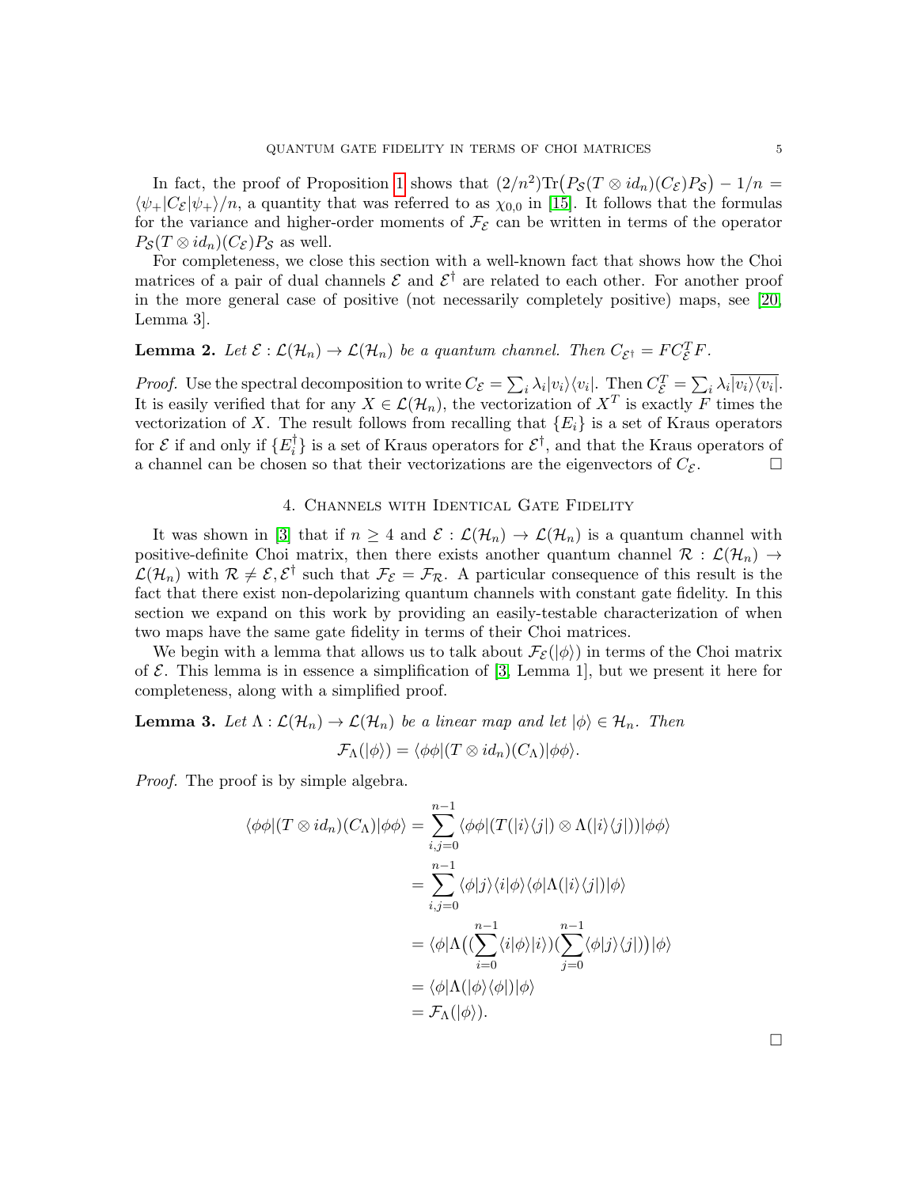In fact, the proof of Proposition 1 shows that $(2/n^2)\mathrm{Tr}\big(P_{\mathcal{S}}(T \otimes id_n)(C_{\mathcal{E}})P_{\mathcal{S}}\big) - 1/n = \langle\psi_+|C_{\mathcal{E}}|\psi_+\rangle/n$, a quantity that was referred to as $\chi_{0,0}$ in [15]. It follows that the formulas for the variance and higher-order moments of $\mathcal{F}_{\mathcal{E}}$ can be written in terms of the operator $P_{\mathcal{S}}(T \otimes id_n)(C_{\mathcal{E}})P_{\mathcal{S}}$ as well.

For completeness, we close this section with a well-known fact that shows how the Choi matrices of a pair of dual channels $\mathcal{E}$ and $\mathcal{E}^\dagger$ are related to each other. For another proof in the more general case of positive (not necessarily completely positive) maps, see [20, Lemma 3].

**Lemma 2.** *Let $\mathcal{E} : \mathcal{L}(\mathcal{H}_n) \to \mathcal{L}(\mathcal{H}_n)$ be a quantum channel. Then $C_{\mathcal{E}^\dagger} = F C_{\mathcal{E}}^T F$.*

*Proof.* Use the spectral decomposition to write $C_{\mathcal{E}} = \sum_i \lambda_i |v_i\rangle\langle v_i|$. Then $C_{\mathcal{E}}^T = \sum_i \lambda_i \overline{|v_i\rangle\langle v_i|}$. It is easily verified that for any $X \in \mathcal{L}(\mathcal{H}_n)$, the vectorization of $X^T$ is exactly $F$ times the vectorization of $X$. The result follows from recalling that $\{E_i\}$ is a set of Kraus operators for $\mathcal{E}$ if and only if $\{E_i^\dagger\}$ is a set of Kraus operators for $\mathcal{E}^\dagger$, and that the Kraus operators of a channel can be chosen so that their vectorizations are the eigenvectors of $C_{\mathcal{E}}$. □

## 4. Channels with Identical Gate Fidelity

It was shown in [3] that if $n \geq 4$ and $\mathcal{E} : \mathcal{L}(\mathcal{H}_n) \to \mathcal{L}(\mathcal{H}_n)$ is a quantum channel with positive-definite Choi matrix, then there exists another quantum channel $\mathcal{R} : \mathcal{L}(\mathcal{H}_n) \to \mathcal{L}(\mathcal{H}_n)$ with $\mathcal{R} \neq \mathcal{E}, \mathcal{E}^\dagger$ such that $\mathcal{F}_{\mathcal{E}} = \mathcal{F}_{\mathcal{R}}$. A particular consequence of this result is the fact that there exist non-depolarizing quantum channels with constant gate fidelity. In this section we expand on this work by providing an easily-testable characterization of when two maps have the same gate fidelity in terms of their Choi matrices.

We begin with a lemma that allows us to talk about $\mathcal{F}_{\mathcal{E}}(|\phi\rangle)$ in terms of the Choi matrix of $\mathcal{E}$. This lemma is in essence a simplification of [3, Lemma 1], but we present it here for completeness, along with a simplified proof.

**Lemma 3.** *Let $\Lambda : \mathcal{L}(\mathcal{H}_n) \to \mathcal{L}(\mathcal{H}_n)$ be a linear map and let $|\phi\rangle \in \mathcal{H}_n$. Then*

$$\mathcal{F}_\Lambda(|\phi\rangle) = \langle\phi\phi|(T \otimes id_n)(C_\Lambda)|\phi\phi\rangle.$$

*Proof.* The proof is by simple algebra.

$$\begin{aligned}
\langle\phi\phi|(T \otimes id_n)(C_\Lambda)|\phi\phi\rangle &= \sum_{i,j=0}^{n-1} \langle\phi\phi|(T(|i\rangle\langle j|) \otimes \Lambda(|i\rangle\langle j|))|\phi\phi\rangle \\
&= \sum_{i,j=0}^{n-1} \langle\phi|j\rangle\langle i|\phi\rangle\langle\phi|\Lambda(|i\rangle\langle j|)|\phi\rangle \\
&= \langle\phi|\Lambda\big(\big(\sum_{i=0}^{n-1}\langle i|\phi\rangle|i\rangle\big)\big(\sum_{j=0}^{n-1}\langle\phi|j\rangle\langle j|\big)\big)|\phi\rangle \\
&= \langle\phi|\Lambda(|\phi\rangle\langle\phi|)|\phi\rangle \\
&= \mathcal{F}_\Lambda(|\phi\rangle).
\end{aligned}$$

□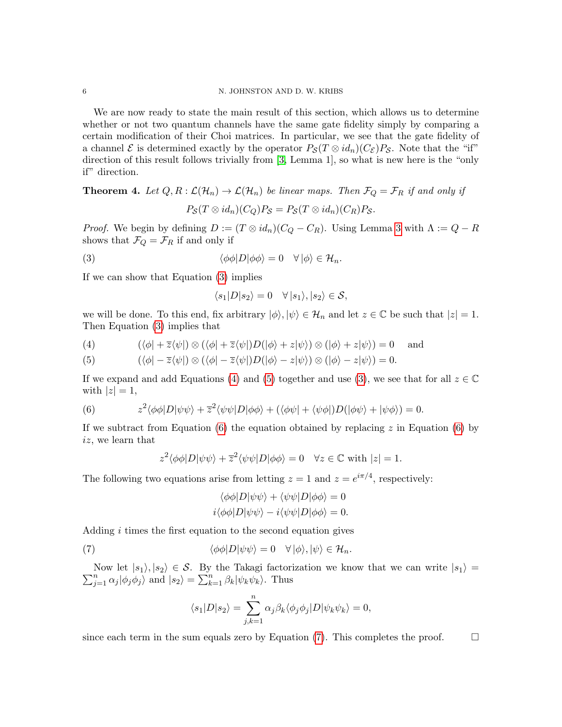We are now ready to state the main result of this section, which allows us to determine whether or not two quantum channels have the same gate fidelity simply by comparing a certain modification of their Choi matrices. In particular, we see that the gate fidelity of a channel $\mathcal{E}$ is determined exactly by the operator $P_{\mathcal{S}}(T \otimes id_n)(C_{\mathcal{E}})P_{\mathcal{S}}$. Note that the "if" direction of this result follows trivially from [3, Lemma 1], so what is new here is the "only if" direction.

**Theorem 4.** *Let $Q, R : \mathcal{L}(\mathcal{H}_n) \to \mathcal{L}(\mathcal{H}_n)$ be linear maps. Then $\mathcal{F}_Q = \mathcal{F}_R$ if and only if*

$$P_{\mathcal{S}}(T \otimes id_n)(C_Q)P_{\mathcal{S}} = P_{\mathcal{S}}(T \otimes id_n)(C_R)P_{\mathcal{S}}.$$

*Proof.* We begin by defining $D := (T \otimes id_n)(C_Q - C_R)$. Using Lemma 3 with $\Lambda := Q - R$ shows that $\mathcal{F}_Q = \mathcal{F}_R$ if and only if

$$\langle \phi\phi | D | \phi\phi \rangle = 0 \quad \forall \, |\phi\rangle \in \mathcal{H}_n. \tag{3}$$

If we can show that Equation (3) implies

$$\langle s_1 | D | s_2 \rangle = 0 \quad \forall \, |s_1\rangle, |s_2\rangle \in \mathcal{S},$$

we will be done. To this end, fix arbitrary $|\phi\rangle, |\psi\rangle \in \mathcal{H}_n$ and let $z \in \mathbb{C}$ be such that $|z| = 1$. Then Equation (3) implies that

$$(\langle\phi| + \overline{z}\langle\psi|) \otimes (\langle\phi| + \overline{z}\langle\psi|)D(|\phi\rangle + z|\psi\rangle) \otimes (|\phi\rangle + z|\psi\rangle) = 0 \quad \text{and} \tag{4}$$

$$(\langle\phi| - \overline{z}\langle\psi|) \otimes (\langle\phi| - \overline{z}\langle\psi|)D(|\phi\rangle - z|\psi\rangle) \otimes (|\phi\rangle - z|\psi\rangle) = 0. \tag{5}$$

If we expand and add Equations (4) and (5) together and use (3), we see that for all $z \in \mathbb{C}$ with $|z| = 1$,

$$z^2 \langle \phi\phi | D | \psi\psi \rangle + \overline{z}^2 \langle \psi\psi | D | \phi\phi \rangle + (\langle \phi\psi | + \langle \psi\phi |) D (|\phi\psi\rangle + |\psi\phi\rangle) = 0. \tag{6}$$

If we subtract from Equation (6) the equation obtained by replacing $z$ in Equation (6) by $iz$, we learn that

$$z^2 \langle \phi\phi | D | \psi\psi \rangle + \overline{z}^2 \langle \psi\psi | D | \phi\phi \rangle = 0 \quad \forall z \in \mathbb{C} \text{ with } |z| = 1.$$

The following two equations arise from letting $z = 1$ and $z = e^{i\pi/4}$, respectively:

$$\langle \phi\phi | D | \psi\psi \rangle + \langle \psi\psi | D | \phi\phi \rangle = 0$$

$$i\langle \phi\phi | D | \psi\psi \rangle - i\langle \psi\psi | D | \phi\phi \rangle = 0.$$

Adding $i$ times the first equation to the second equation gives

$$\langle \phi\phi | D | \psi\psi \rangle = 0 \quad \forall \, |\phi\rangle, |\psi\rangle \in \mathcal{H}_n. \tag{7}$$

Now let $|s_1\rangle, |s_2\rangle \in \mathcal{S}$. By the Takagi factorization we know that we can write $|s_1\rangle = \sum_{j=1}^n \alpha_j |\phi_j\phi_j\rangle$ and $|s_2\rangle = \sum_{k=1}^n \beta_k |\psi_k\psi_k\rangle$. Thus

$$\langle s_1 | D | s_2 \rangle = \sum_{j,k=1}^n \alpha_j \beta_k \langle \phi_j\phi_j | D | \psi_k\psi_k \rangle = 0,$$

since each term in the sum equals zero by Equation (7). This completes the proof. $\square$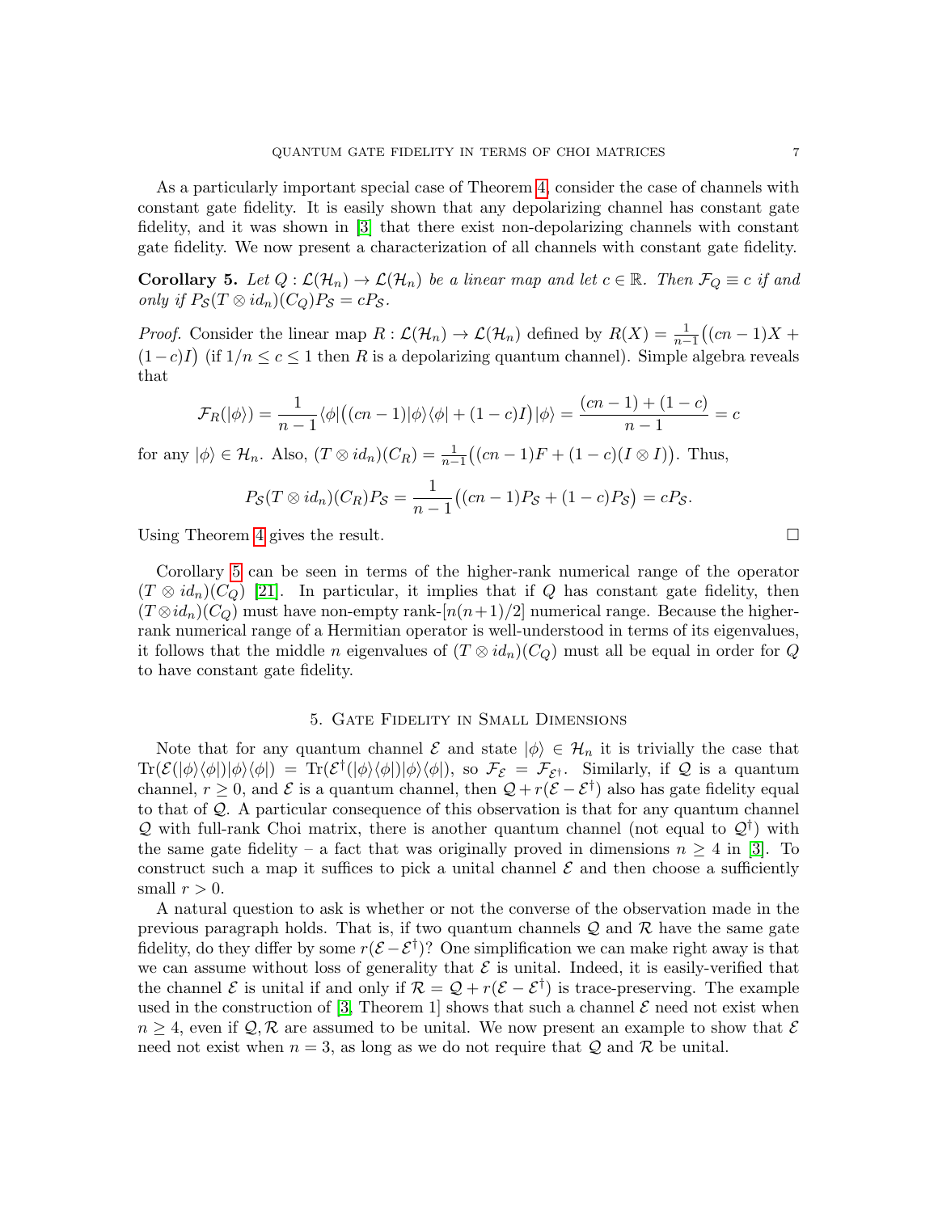As a particularly important special case of Theorem 4, consider the case of channels with constant gate fidelity. It is easily shown that any depolarizing channel has constant gate fidelity, and it was shown in [3] that there exist non-depolarizing channels with constant gate fidelity. We now present a characterization of all channels with constant gate fidelity.

**Corollary 5.** *Let $Q : \mathcal{L}(\mathcal{H}_n) \to \mathcal{L}(\mathcal{H}_n)$ be a linear map and let $c \in \mathbb{R}$. Then $\mathcal{F}_Q \equiv c$ if and only if $P_{\mathcal{S}}(T \otimes id_n)(C_Q)P_{\mathcal{S}} = cP_{\mathcal{S}}$.*

*Proof.* Consider the linear map $R : \mathcal{L}(\mathcal{H}_n) \to \mathcal{L}(\mathcal{H}_n)$ defined by $R(X) = \frac{1}{n-1}\big((cn-1)X + (1-c)I\big)$ (if $1/n \leq c \leq 1$ then $R$ is a depolarizing quantum channel). Simple algebra reveals that

$$\mathcal{F}_R(|\phi\rangle) = \frac{1}{n-1}\langle\phi|\big((cn-1)|\phi\rangle\langle\phi| + (1-c)I\big)|\phi\rangle = \frac{(cn-1)+(1-c)}{n-1} = c$$

for any $|\phi\rangle \in \mathcal{H}_n$. Also, $(T \otimes id_n)(C_R) = \frac{1}{n-1}\big((cn-1)F + (1-c)(I \otimes I)\big)$. Thus,

$$P_{\mathcal{S}}(T \otimes id_n)(C_R)P_{\mathcal{S}} = \frac{1}{n-1}\big((cn-1)P_{\mathcal{S}} + (1-c)P_{\mathcal{S}}\big) = cP_{\mathcal{S}}.$$

Using Theorem 4 gives the result. □

Corollary 5 can be seen in terms of the higher-rank numerical range of the operator $(T \otimes id_n)(C_Q)$ [21]. In particular, it implies that if $Q$ has constant gate fidelity, then $(T \otimes id_n)(C_Q)$ must have non-empty rank-$[n(n+1)/2]$ numerical range. Because the higher-rank numerical range of a Hermitian operator is well-understood in terms of its eigenvalues, it follows that the middle $n$ eigenvalues of $(T \otimes id_n)(C_Q)$ must all be equal in order for $Q$ to have constant gate fidelity.

## 5. Gate Fidelity in Small Dimensions

Note that for any quantum channel $\mathcal{E}$ and state $|\phi\rangle \in \mathcal{H}_n$ it is trivially the case that $\mathrm{Tr}(\mathcal{E}(|\phi\rangle\langle\phi|)|\phi\rangle\langle\phi|) = \mathrm{Tr}(\mathcal{E}^\dagger(|\phi\rangle\langle\phi|)|\phi\rangle\langle\phi|)$, so $\mathcal{F}_{\mathcal{E}} = \mathcal{F}_{\mathcal{E}^\dagger}$. Similarly, if $\mathcal{Q}$ is a quantum channel, $r \geq 0$, and $\mathcal{E}$ is a quantum channel, then $\mathcal{Q} + r(\mathcal{E} - \mathcal{E}^\dagger)$ also has gate fidelity equal to that of $\mathcal{Q}$. A particular consequence of this observation is that for any quantum channel $\mathcal{Q}$ with full-rank Choi matrix, there is another quantum channel (not equal to $\mathcal{Q}^\dagger$) with the same gate fidelity – a fact that was originally proved in dimensions $n \geq 4$ in [3]. To construct such a map it suffices to pick a unital channel $\mathcal{E}$ and then choose a sufficiently small $r > 0$.

A natural question to ask is whether or not the converse of the observation made in the previous paragraph holds. That is, if two quantum channels $\mathcal{Q}$ and $\mathcal{R}$ have the same gate fidelity, do they differ by some $r(\mathcal{E} - \mathcal{E}^\dagger)$? One simplification we can make right away is that we can assume without loss of generality that $\mathcal{E}$ is unital. Indeed, it is easily-verified that the channel $\mathcal{E}$ is unital if and only if $\mathcal{R} = \mathcal{Q} + r(\mathcal{E} - \mathcal{E}^\dagger)$ is trace-preserving. The example used in the construction of [3, Theorem 1] shows that such a channel $\mathcal{E}$ need not exist when $n \geq 4$, even if $\mathcal{Q}, \mathcal{R}$ are assumed to be unital. We now present an example to show that $\mathcal{E}$ need not exist when $n = 3$, as long as we do not require that $\mathcal{Q}$ and $\mathcal{R}$ be unital.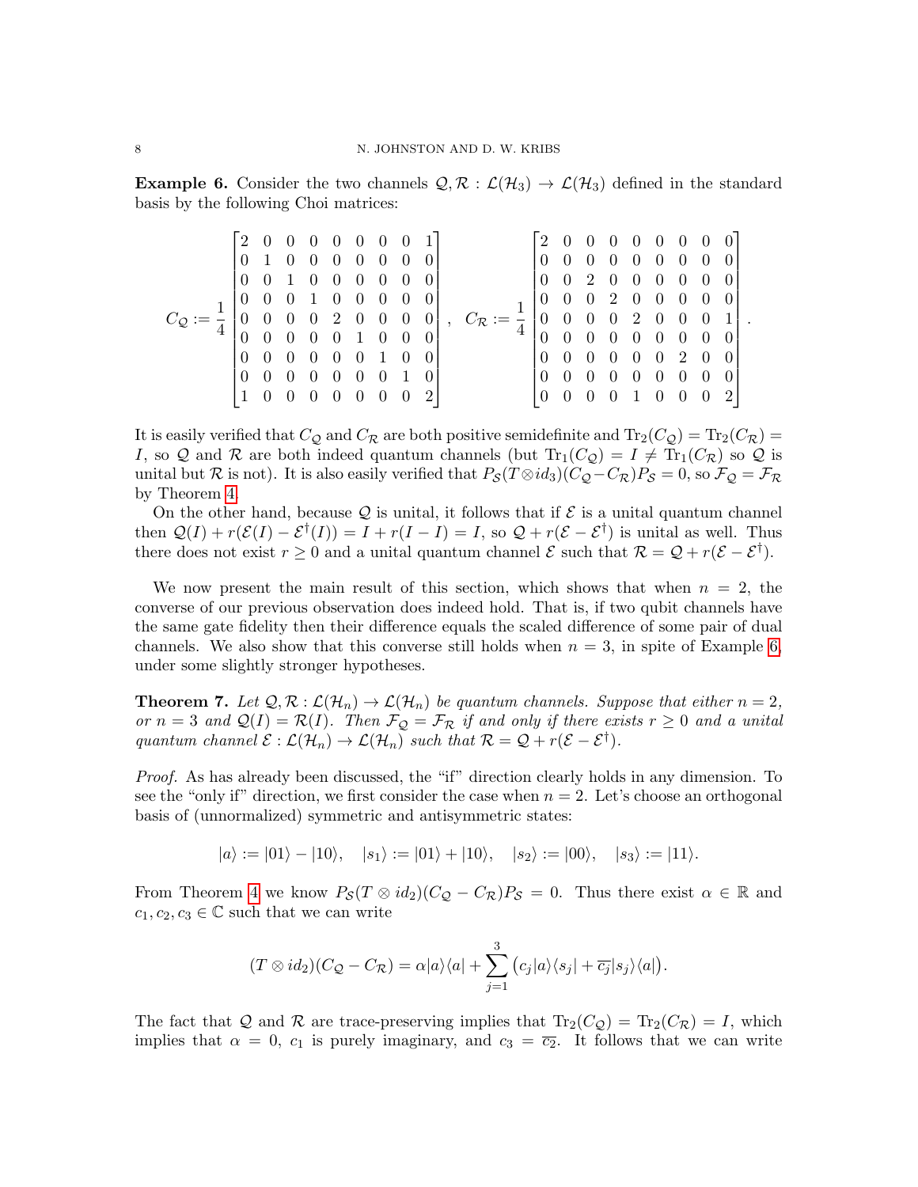**Example 6.** Consider the two channels $\mathcal{Q}, \mathcal{R} : \mathcal{L}(\mathcal{H}_3) \to \mathcal{L}(\mathcal{H}_3)$ defined in the standard basis by the following Choi matrices:

$$C_{\mathcal{Q}} := \frac{1}{4}\begin{bmatrix} 2 & 0 & 0 & 0 & 0 & 0 & 0 & 0 & 1 \\ 0 & 1 & 0 & 0 & 0 & 0 & 0 & 0 & 0 \\ 0 & 0 & 1 & 0 & 0 & 0 & 0 & 0 & 0 \\ 0 & 0 & 0 & 1 & 0 & 0 & 0 & 0 & 0 \\ 0 & 0 & 0 & 0 & 2 & 0 & 0 & 0 & 0 \\ 0 & 0 & 0 & 0 & 0 & 1 & 0 & 0 & 0 \\ 0 & 0 & 0 & 0 & 0 & 0 & 1 & 0 & 0 \\ 0 & 0 & 0 & 0 & 0 & 0 & 0 & 1 & 0 \\ 1 & 0 & 0 & 0 & 0 & 0 & 0 & 0 & 2 \end{bmatrix}, \quad C_{\mathcal{R}} := \frac{1}{4}\begin{bmatrix} 2 & 0 & 0 & 0 & 0 & 0 & 0 & 0 & 0 \\ 0 & 0 & 0 & 0 & 0 & 0 & 0 & 0 & 0 \\ 0 & 0 & 2 & 0 & 0 & 0 & 0 & 0 & 0 \\ 0 & 0 & 0 & 2 & 0 & 0 & 0 & 0 & 0 \\ 0 & 0 & 0 & 0 & 2 & 0 & 0 & 0 & 1 \\ 0 & 0 & 0 & 0 & 0 & 0 & 0 & 0 & 0 \\ 0 & 0 & 0 & 0 & 0 & 0 & 2 & 0 & 0 \\ 0 & 0 & 0 & 0 & 0 & 0 & 0 & 0 & 0 \\ 0 & 0 & 0 & 0 & 1 & 0 & 0 & 0 & 2 \end{bmatrix}.$$

It is easily verified that $C_{\mathcal{Q}}$ and $C_{\mathcal{R}}$ are both positive semidefinite and $\mathrm{Tr}_2(C_{\mathcal{Q}}) = \mathrm{Tr}_2(C_{\mathcal{R}}) = I$, so $\mathcal{Q}$ and $\mathcal{R}$ are both indeed quantum channels (but $\mathrm{Tr}_1(C_{\mathcal{Q}}) = I \neq \mathrm{Tr}_1(C_{\mathcal{R}})$ so $\mathcal{Q}$ is unital but $\mathcal{R}$ is not). It is also easily verified that $P_{\mathcal{S}}(T \otimes id_3)(C_{\mathcal{Q}} - C_{\mathcal{R}})P_{\mathcal{S}} = 0$, so $\mathcal{F}_{\mathcal{Q}} = \mathcal{F}_{\mathcal{R}}$ by Theorem 4.

On the other hand, because $\mathcal{Q}$ is unital, it follows that if $\mathcal{E}$ is a unital quantum channel then $\mathcal{Q}(I) + r(\mathcal{E}(I) - \mathcal{E}^\dagger(I)) = I + r(I - I) = I$, so $\mathcal{Q} + r(\mathcal{E} - \mathcal{E}^\dagger)$ is unital as well. Thus there does not exist $r \geq 0$ and a unital quantum channel $\mathcal{E}$ such that $\mathcal{R} = \mathcal{Q} + r(\mathcal{E} - \mathcal{E}^\dagger)$.

We now present the main result of this section, which shows that when $n = 2$, the converse of our previous observation does indeed hold. That is, if two qubit channels have the same gate fidelity then their difference equals the scaled difference of some pair of dual channels. We also show that this converse still holds when $n = 3$, in spite of Example 6, under some slightly stronger hypotheses.

**Theorem 7.** *Let $\mathcal{Q}, \mathcal{R} : \mathcal{L}(\mathcal{H}_n) \to \mathcal{L}(\mathcal{H}_n)$ be quantum channels. Suppose that either $n = 2$, or $n = 3$ and $\mathcal{Q}(I) = \mathcal{R}(I)$. Then $\mathcal{F}_{\mathcal{Q}} = \mathcal{F}_{\mathcal{R}}$ if and only if there exists $r \geq 0$ and a unital quantum channel $\mathcal{E} : \mathcal{L}(\mathcal{H}_n) \to \mathcal{L}(\mathcal{H}_n)$ such that $\mathcal{R} = \mathcal{Q} + r(\mathcal{E} - \mathcal{E}^\dagger)$.*

*Proof.* As has already been discussed, the "if" direction clearly holds in any dimension. To see the "only if" direction, we first consider the case when $n = 2$. Let's choose an orthogonal basis of (unnormalized) symmetric and antisymmetric states:

$$|a\rangle := |01\rangle - |10\rangle, \quad |s_1\rangle := |01\rangle + |10\rangle, \quad |s_2\rangle := |00\rangle, \quad |s_3\rangle := |11\rangle.$$

From Theorem 4 we know $P_{\mathcal{S}}(T \otimes id_2)(C_{\mathcal{Q}} - C_{\mathcal{R}})P_{\mathcal{S}} = 0$. Thus there exist $\alpha \in \mathbb{R}$ and $c_1, c_2, c_3 \in \mathbb{C}$ such that we can write

$$(T \otimes id_2)(C_{\mathcal{Q}} - C_{\mathcal{R}}) = \alpha |a\rangle\langle a| + \sum_{j=1}^{3} \big( c_j |a\rangle\langle s_j| + \overline{c_j} |s_j\rangle\langle a| \big).$$

The fact that $\mathcal{Q}$ and $\mathcal{R}$ are trace-preserving implies that $\mathrm{Tr}_2(C_{\mathcal{Q}}) = \mathrm{Tr}_2(C_{\mathcal{R}}) = I$, which implies that $\alpha = 0$, $c_1$ is purely imaginary, and $c_3 = \overline{c_2}$. It follows that we can write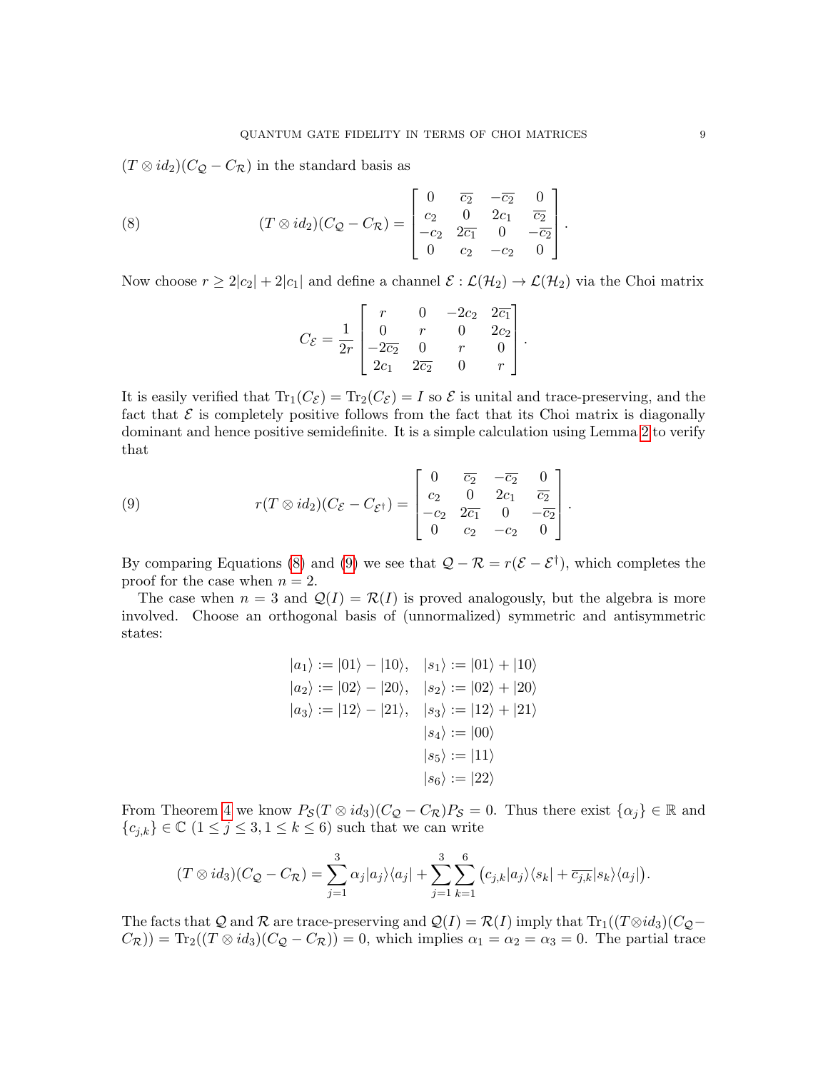$(T \otimes id_2)(C_\mathcal{Q} - C_\mathcal{R})$ in the standard basis as

$$
(T \otimes id_2)(C_\mathcal{Q} - C_\mathcal{R}) = \begin{bmatrix} 0 & \overline{c_2} & -\overline{c_2} & 0 \\ c_2 & 0 & 2c_1 & \overline{c_2} \\ -c_2 & 2\overline{c_1} & 0 & -\overline{c_2} \\ 0 & c_2 & -c_2 & 0 \end{bmatrix}. \tag{8}
$$

Now choose $r \geq 2|c_2| + 2|c_1|$ and define a channel $\mathcal{E} : \mathcal{L}(\mathcal{H}_2) \to \mathcal{L}(\mathcal{H}_2)$ via the Choi matrix

$$
C_\mathcal{E} = \frac{1}{2r} \begin{bmatrix} r & 0 & -2c_2 & 2\overline{c_1} \\ 0 & r & 0 & 2c_2 \\ -2\overline{c_2} & 0 & r & 0 \\ 2c_1 & 2\overline{c_2} & 0 & r \end{bmatrix}.
$$

It is easily verified that $\mathrm{Tr}_1(C_\mathcal{E}) = \mathrm{Tr}_2(C_\mathcal{E}) = I$ so $\mathcal{E}$ is unital and trace-preserving, and the fact that $\mathcal{E}$ is completely positive follows from the fact that its Choi matrix is diagonally dominant and hence positive semidefinite. It is a simple calculation using Lemma 2 to verify that

$$
r(T \otimes id_2)(C_\mathcal{E} - C_{\mathcal{E}^\dagger}) = \begin{bmatrix} 0 & \overline{c_2} & -\overline{c_2} & 0 \\ c_2 & 0 & 2c_1 & \overline{c_2} \\ -c_2 & 2\overline{c_1} & 0 & -\overline{c_2} \\ 0 & c_2 & -c_2 & 0 \end{bmatrix}. \tag{9}
$$

By comparing Equations (8) and (9) we see that $\mathcal{Q} - \mathcal{R} = r(\mathcal{E} - \mathcal{E}^\dagger)$, which completes the proof for the case when $n = 2$.

The case when $n = 3$ and $\mathcal{Q}(I) = \mathcal{R}(I)$ is proved analogously, but the algebra is more involved. Choose an orthogonal basis of (unnormalized) symmetric and antisymmetric states:

$$
\begin{aligned}
|a_1\rangle &:= |01\rangle - |10\rangle, & |s_1\rangle &:= |01\rangle + |10\rangle \\
|a_2\rangle &:= |02\rangle - |20\rangle, & |s_2\rangle &:= |02\rangle + |20\rangle \\
|a_3\rangle &:= |12\rangle - |21\rangle, & |s_3\rangle &:= |12\rangle + |21\rangle \\
& & |s_4\rangle &:= |00\rangle \\
& & |s_5\rangle &:= |11\rangle \\
& & |s_6\rangle &:= |22\rangle
\end{aligned}
$$

From Theorem 4 we know $P_\mathcal{S}(T \otimes id_3)(C_\mathcal{Q} - C_\mathcal{R})P_\mathcal{S} = 0$. Thus there exist $\{\alpha_j\} \in \mathbb{R}$ and $\{c_{j,k}\} \in \mathbb{C}$ $(1 \leq j \leq 3, 1 \leq k \leq 6)$ such that we can write

$$
(T \otimes id_3)(C_\mathcal{Q} - C_\mathcal{R}) = \sum_{j=1}^{3} \alpha_j |a_j\rangle\langle a_j| + \sum_{j=1}^{3}\sum_{k=1}^{6} \big(c_{j,k}|a_j\rangle\langle s_k| + \overline{c_{j,k}}|s_k\rangle\langle a_j|\big).
$$

The facts that $\mathcal{Q}$ and $\mathcal{R}$ are trace-preserving and $\mathcal{Q}(I) = \mathcal{R}(I)$ imply that $\mathrm{Tr}_1((T \otimes id_3)(C_\mathcal{Q} - C_\mathcal{R})) = \mathrm{Tr}_2((T \otimes id_3)(C_\mathcal{Q} - C_\mathcal{R})) = 0$, which implies $\alpha_1 = \alpha_2 = \alpha_3 = 0$. The partial trace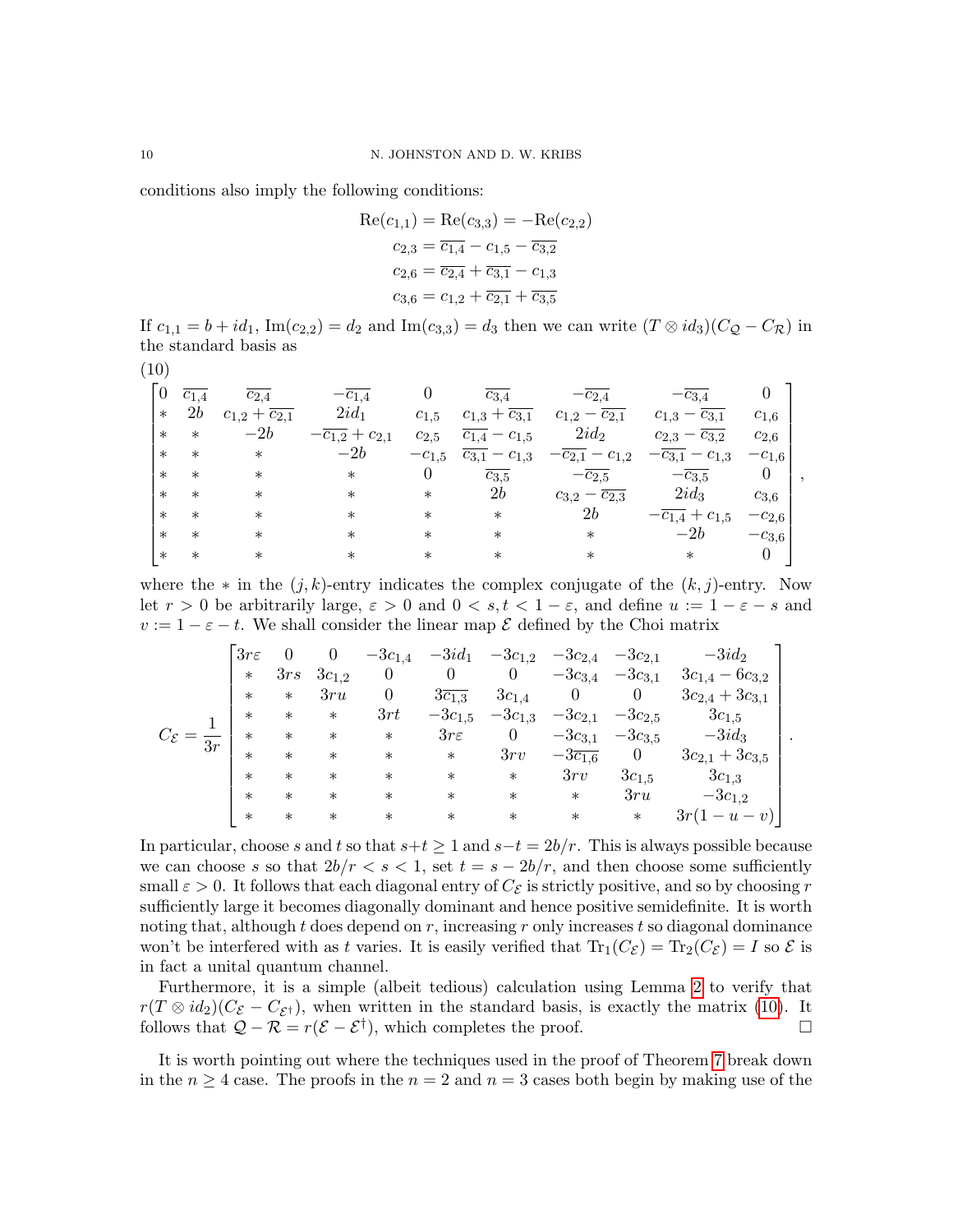conditions also imply the following conditions:

$$
\begin{aligned}
\mathrm{Re}(c_{1,1}) &= \mathrm{Re}(c_{3,3}) = -\mathrm{Re}(c_{2,2}) \\
c_{2,3} &= \overline{c_{1,4}} - c_{1,5} - \overline{c_{3,2}} \\
c_{2,6} &= \overline{c_{2,4}} + \overline{c_{3,1}} - c_{1,3} \\
c_{3,6} &= c_{1,2} + \overline{c_{2,1}} + \overline{c_{3,5}}
\end{aligned}
$$

If $c_{1,1} = b + id_1$, $\mathrm{Im}(c_{2,2}) = d_2$ and $\mathrm{Im}(c_{3,3}) = d_3$ then we can write $(T \otimes id_3)(C_{\mathcal{Q}} - C_{\mathcal{R}})$ in the standard basis as

(10)

$$
\begin{bmatrix}
0 & \overline{c_{1,4}} & \overline{c_{2,4}} & -\overline{c_{1,4}} & 0 & \overline{c_{3,4}} & -\overline{c_{2,4}} & -\overline{c_{3,4}} & 0 \\
* & 2b & c_{1,2} + \overline{c_{2,1}} & 2id_1 & c_{1,5} & c_{1,3} + \overline{c_{3,1}} & c_{1,2} - \overline{c_{2,1}} & c_{1,3} - \overline{c_{3,1}} & c_{1,6} \\
* & * & -2b & -\overline{c_{1,2}} + c_{2,1} & c_{2,5} & \overline{c_{1,4}} - c_{1,5} & 2id_2 & c_{2,3} - \overline{c_{3,2}} & c_{2,6} \\
* & * & * & -2b & -c_{1,5} & \overline{c_{3,1}} - c_{1,3} & -\overline{c_{2,1}} - c_{1,2} & -\overline{c_{3,1}} - c_{1,3} & -c_{1,6} \\
* & * & * & * & 0 & \overline{c_{3,5}} & -\overline{c_{2,5}} & -\overline{c_{3,5}} & 0 \\
* & * & * & * & * & 2b & c_{3,2} - \overline{c_{2,3}} & 2id_3 & c_{3,6} \\
* & * & * & * & * & * & 2b & -\overline{c_{1,4}} + c_{1,5} & -c_{2,6} \\
* & * & * & * & * & * & * & -2b & -c_{3,6} \\
* & * & * & * & * & * & * & * & 0
\end{bmatrix},
$$

where the $*$ in the $(j,k)$-entry indicates the complex conjugate of the $(k,j)$-entry. Now let $r > 0$ be arbitrarily large, $\varepsilon > 0$ and $0 < s, t < 1 - \varepsilon$, and define $u := 1 - \varepsilon - s$ and $v := 1 - \varepsilon - t$. We shall consider the linear map $\mathcal{E}$ defined by the Choi matrix

$$
C_{\mathcal{E}} = \frac{1}{3r}
\begin{bmatrix}
3r\varepsilon & 0 & 0 & -3c_{1,4} & -3id_1 & -3c_{1,2} & -3c_{2,4} & -3c_{2,1} & -3id_2 \\
* & 3rs & 3c_{1,2} & 0 & 0 & 0 & -3c_{3,4} & -3c_{3,1} & 3c_{1,4} - 6c_{3,2} \\
* & * & 3ru & 0 & 3\overline{c_{1,3}} & 3c_{1,4} & 0 & 0 & 3c_{2,4} + 3c_{3,1} \\
* & * & * & 3rt & -3c_{1,5} & -3c_{1,3} & -3c_{2,1} & -3c_{2,5} & 3c_{1,5} \\
* & * & * & * & 3r\varepsilon & 0 & -3c_{3,1} & -3c_{3,5} & -3id_3 \\
* & * & * & * & * & 3rv & -3\overline{c_{1,6}} & 0 & 3c_{2,1} + 3c_{3,5} \\
* & * & * & * & * & * & 3rv & 3c_{1,5} & 3c_{1,3} \\
* & * & * & * & * & * & * & 3ru & -3c_{1,2} \\
* & * & * & * & * & * & * & * & 3r(1-u-v)
\end{bmatrix}.
$$

In particular, choose $s$ and $t$ so that $s + t \geq 1$ and $s - t = 2b/r$. This is always possible because we can choose $s$ so that $2b/r < s < 1$, set $t = s - 2b/r$, and then choose some sufficiently small $\varepsilon > 0$. It follows that each diagonal entry of $C_{\mathcal{E}}$ is strictly positive, and so by choosing $r$ sufficiently large it becomes diagonally dominant and hence positive semidefinite. It is worth noting that, although $t$ does depend on $r$, increasing $r$ only increases $t$ so diagonal dominance won't be interfered with as $t$ varies. It is easily verified that $\mathrm{Tr}_1(C_{\mathcal{E}}) = \mathrm{Tr}_2(C_{\mathcal{E}}) = I$ so $\mathcal{E}$ is in fact a unital quantum channel.

Furthermore, it is a simple (albeit tedious) calculation using Lemma 2 to verify that $r(T \otimes id_2)(C_{\mathcal{E}} - C_{\mathcal{E}^\dagger})$, when written in the standard basis, is exactly the matrix (10). It follows that $\mathcal{Q} - \mathcal{R} = r(\mathcal{E} - \mathcal{E}^\dagger)$, which completes the proof. □

It is worth pointing out where the techniques used in the proof of Theorem 7 break down in the $n \geq 4$ case. The proofs in the $n = 2$ and $n = 3$ cases both begin by making use of the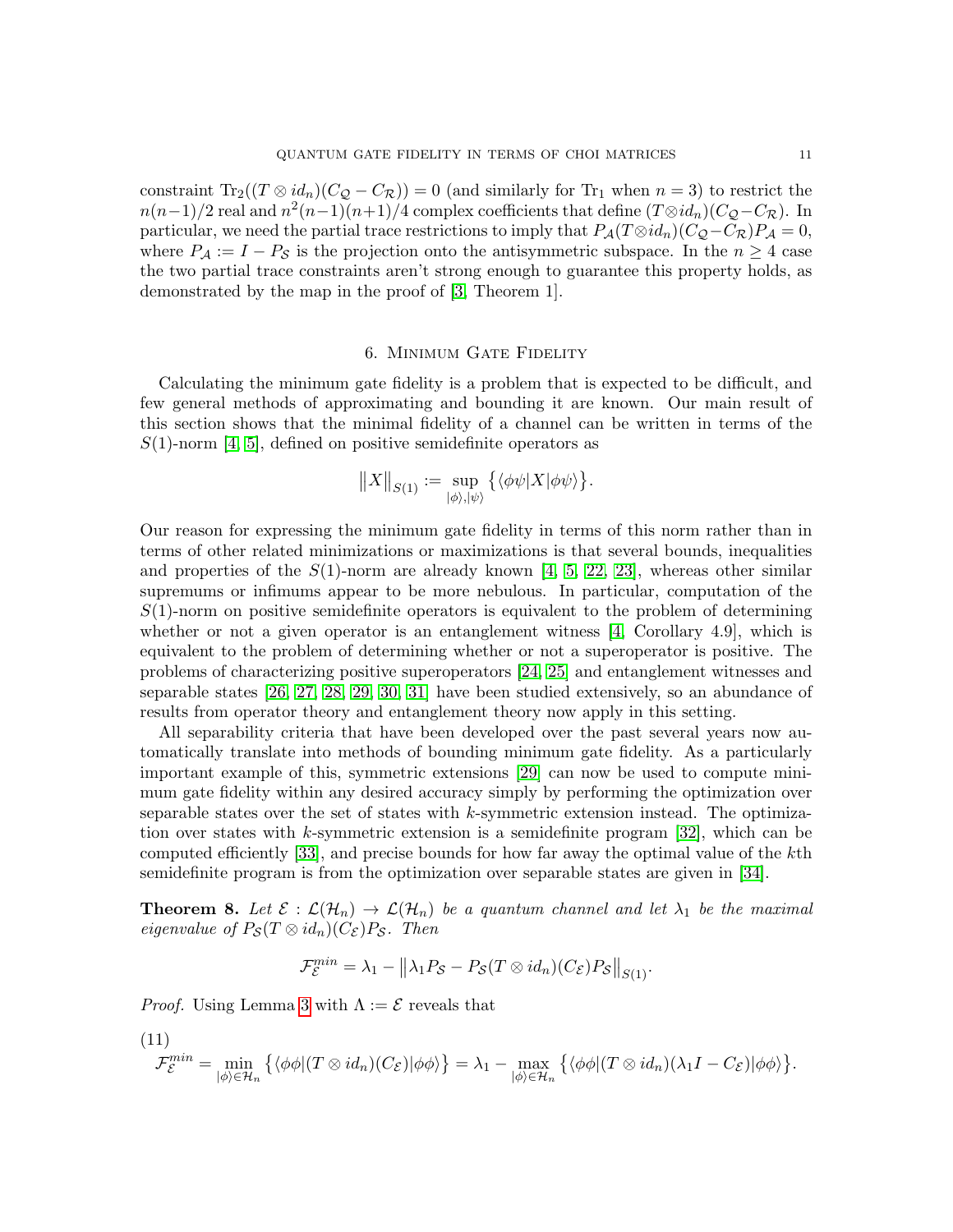constraint $\mathrm{Tr}_2((T \otimes id_n)(C_{\mathcal{Q}} - C_{\mathcal{R}})) = 0$ (and similarly for $\mathrm{Tr}_1$ when $n = 3$) to restrict the $n(n-1)/2$ real and $n^2(n-1)(n+1)/4$ complex coefficients that define $(T \otimes id_n)(C_{\mathcal{Q}} - C_{\mathcal{R}})$. In particular, we need the partial trace restrictions to imply that $P_{\mathcal{A}}(T \otimes id_n)(C_{\mathcal{Q}} - C_{\mathcal{R}})P_{\mathcal{A}} = 0$, where $P_{\mathcal{A}} := I - P_{\mathcal{S}}$ is the projection onto the antisymmetric subspace. In the $n \geq 4$ case the two partial trace constraints aren't strong enough to guarantee this property holds, as demonstrated by the map in the proof of [3, Theorem 1].

## 6. Minimum Gate Fidelity

Calculating the minimum gate fidelity is a problem that is expected to be difficult, and few general methods of approximating and bounding it are known. Our main result of this section shows that the minimal fidelity of a channel can be written in terms of the $S(1)$-norm [4, 5], defined on positive semidefinite operators as

$$\big\|X\big\|_{S(1)} := \sup_{|\phi\rangle,|\psi\rangle} \big\{\langle \phi\psi | X | \phi\psi\rangle\big\}.$$

Our reason for expressing the minimum gate fidelity in terms of this norm rather than in terms of other related minimizations or maximizations is that several bounds, inequalities and properties of the $S(1)$-norm are already known [4, 5, 22, 23], whereas other similar supremums or infimums appear to be more nebulous. In particular, computation of the $S(1)$-norm on positive semidefinite operators is equivalent to the problem of determining whether or not a given operator is an entanglement witness [4, Corollary 4.9], which is equivalent to the problem of determining whether or not a superoperator is positive. The problems of characterizing positive superoperators [24, 25] and entanglement witnesses and separable states [26, 27, 28, 29, 30, 31] have been studied extensively, so an abundance of results from operator theory and entanglement theory now apply in this setting.

All separability criteria that have been developed over the past several years now automatically translate into methods of bounding minimum gate fidelity. As a particularly important example of this, symmetric extensions [29] can now be used to compute minimum gate fidelity within any desired accuracy simply by performing the optimization over separable states over the set of states with $k$-symmetric extension instead. The optimization over states with $k$-symmetric extension is a semidefinite program [32], which can be computed efficiently [33], and precise bounds for how far away the optimal value of the $k$th semidefinite program is from the optimization over separable states are given in [34].

**Theorem 8.** *Let $\mathcal{E} : \mathcal{L}(\mathcal{H}_n) \rightarrow \mathcal{L}(\mathcal{H}_n)$ be a quantum channel and let $\lambda_1$ be the maximal eigenvalue of $P_{\mathcal{S}}(T \otimes id_n)(C_{\mathcal{E}})P_{\mathcal{S}}$. Then*

$$\mathcal{F}_{\mathcal{E}}^{min} = \lambda_1 - \big\|\lambda_1 P_{\mathcal{S}} - P_{\mathcal{S}}(T \otimes id_n)(C_{\mathcal{E}})P_{\mathcal{S}}\big\|_{S(1)}.$$

*Proof.* Using Lemma 3 with $\Lambda := \mathcal{E}$ reveals that

$$\mathcal{F}_{\mathcal{E}}^{min} = \min_{|\phi\rangle \in \mathcal{H}_n} \big\{\langle \phi\phi | (T \otimes id_n)(C_{\mathcal{E}}) | \phi\phi\rangle\big\} = \lambda_1 - \max_{|\phi\rangle \in \mathcal{H}_n} \big\{\langle \phi\phi | (T \otimes id_n)(\lambda_1 I - C_{\mathcal{E}}) | \phi\phi\rangle\big\}. \tag{11}$$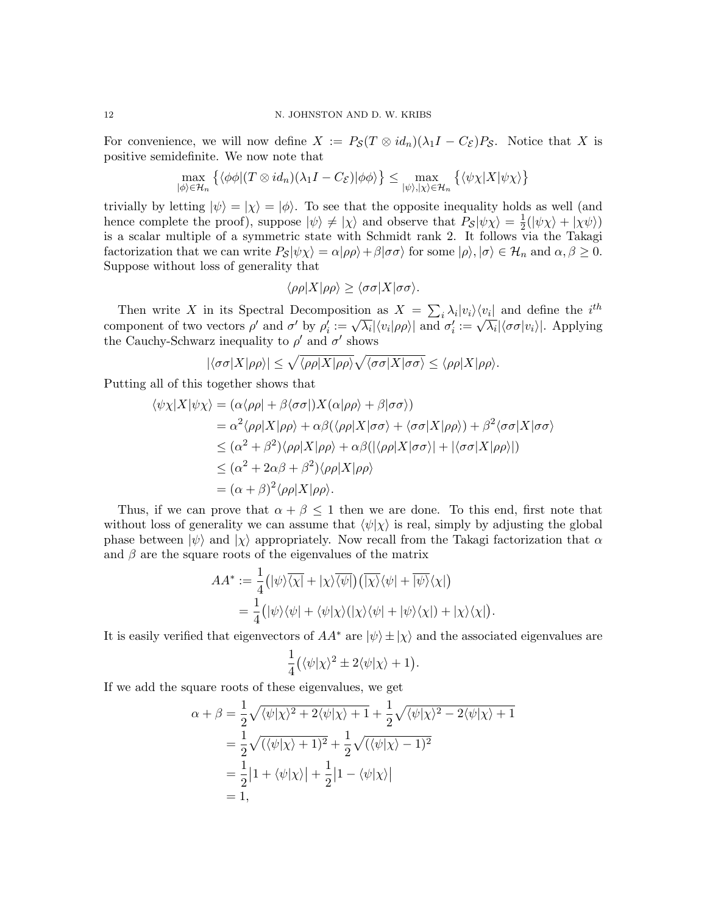For convenience, we will now define $X := P_{\mathcal{S}}(T \otimes id_n)(\lambda_1 I - C_{\mathcal{E}})P_{\mathcal{S}}$. Notice that $X$ is positive semidefinite. We now note that

$$\max_{|\phi\rangle \in \mathcal{H}_n} \big\{ \langle \phi\phi | (T \otimes id_n)(\lambda_1 I - C_{\mathcal{E}}) | \phi\phi \rangle \big\} \leq \max_{|\psi\rangle, |\chi\rangle \in \mathcal{H}_n} \big\{ \langle \psi\chi | X | \psi\chi \rangle \big\}$$

trivially by letting $|\psi\rangle = |\chi\rangle = |\phi\rangle$. To see that the opposite inequality holds as well (and hence complete the proof), suppose $|\psi\rangle \neq |\chi\rangle$ and observe that $P_{\mathcal{S}}|\psi\chi\rangle = \frac{1}{2}(|\psi\chi\rangle + |\chi\psi\rangle)$ is a scalar multiple of a symmetric state with Schmidt rank 2. It follows via the Takagi factorization that we can write $P_{\mathcal{S}}|\psi\chi\rangle = \alpha|\rho\rho\rangle + \beta|\sigma\sigma\rangle$ for some $|\rho\rangle, |\sigma\rangle \in \mathcal{H}_n$ and $\alpha, \beta \geq 0$. Suppose without loss of generality that

$$\langle \rho\rho | X | \rho\rho \rangle \geq \langle \sigma\sigma | X | \sigma\sigma \rangle.$$

Then write $X$ in its Spectral Decomposition as $X = \sum_i \lambda_i |v_i\rangle\langle v_i|$ and define the $i^{th}$ component of two vectors $\rho'$ and $\sigma'$ by $\rho'_i := \sqrt{\lambda_i}|\langle v_i|\rho\rho\rangle|$ and $\sigma'_i := \sqrt{\lambda_i}|\langle \sigma\sigma|v_i\rangle|$. Applying the Cauchy-Schwarz inequality to $\rho'$ and $\sigma'$ shows

$$|\langle \sigma\sigma | X | \rho\rho \rangle| \leq \sqrt{\langle \rho\rho | X | \rho\rho \rangle}\sqrt{\langle \sigma\sigma | X | \sigma\sigma \rangle} \leq \langle \rho\rho | X | \rho\rho \rangle.$$

Putting all of this together shows that

$$\begin{aligned}
\langle \psi\chi | X | \psi\chi \rangle &= (\alpha\langle \rho\rho| + \beta\langle \sigma\sigma|)X(\alpha|\rho\rho\rangle + \beta|\sigma\sigma\rangle) \\
&= \alpha^2\langle \rho\rho|X|\rho\rho\rangle + \alpha\beta(\langle \rho\rho|X|\sigma\sigma\rangle + \langle \sigma\sigma|X|\rho\rho\rangle) + \beta^2\langle \sigma\sigma|X|\sigma\sigma\rangle \\
&\leq (\alpha^2 + \beta^2)\langle \rho\rho|X|\rho\rho\rangle + \alpha\beta(|\langle \rho\rho|X|\sigma\sigma\rangle| + |\langle \sigma\sigma|X|\rho\rho\rangle|) \\
&\leq (\alpha^2 + 2\alpha\beta + \beta^2)\langle \rho\rho|X|\rho\rho\rangle \\
&= (\alpha + \beta)^2\langle \rho\rho|X|\rho\rho\rangle.
\end{aligned}$$

Thus, if we can prove that $\alpha + \beta \leq 1$ then we are done. To this end, first note that without loss of generality we can assume that $\langle \psi|\chi\rangle$ is real, simply by adjusting the global phase between $|\psi\rangle$ and $|\chi\rangle$ appropriately. Now recall from the Takagi factorization that $\alpha$ and $\beta$ are the square roots of the eigenvalues of the matrix

$$\begin{aligned}
AA^* &:= \frac{1}{4}\big(|\psi\rangle\overline{\langle\chi|} + |\chi\rangle\overline{\langle\psi|}\big)\big(\overline{|\chi\rangle}\langle\psi| + \overline{|\psi\rangle}\langle\chi|\big) \\
&= \frac{1}{4}\big(|\psi\rangle\langle\psi| + \langle\psi|\chi\rangle(|\chi\rangle\langle\psi| + |\psi\rangle\langle\chi|) + |\chi\rangle\langle\chi|\big).
\end{aligned}$$

It is easily verified that eigenvectors of $AA^*$ are $|\psi\rangle \pm |\chi\rangle$ and the associated eigenvalues are

$$\frac{1}{4}\big(\langle\psi|\chi\rangle^2 \pm 2\langle\psi|\chi\rangle + 1\big).$$

If we add the square roots of these eigenvalues, we get

$$\begin{aligned}
\alpha + \beta &= \frac{1}{2}\sqrt{\langle\psi|\chi\rangle^2 + 2\langle\psi|\chi\rangle + 1} + \frac{1}{2}\sqrt{\langle\psi|\chi\rangle^2 - 2\langle\psi|\chi\rangle + 1} \\
&= \frac{1}{2}\sqrt{(\langle\psi|\chi\rangle + 1)^2} + \frac{1}{2}\sqrt{(\langle\psi|\chi\rangle - 1)^2} \\
&= \frac{1}{2}\big|1 + \langle\psi|\chi\rangle\big| + \frac{1}{2}\big|1 - \langle\psi|\chi\rangle\big| \\
&= 1,
\end{aligned}$$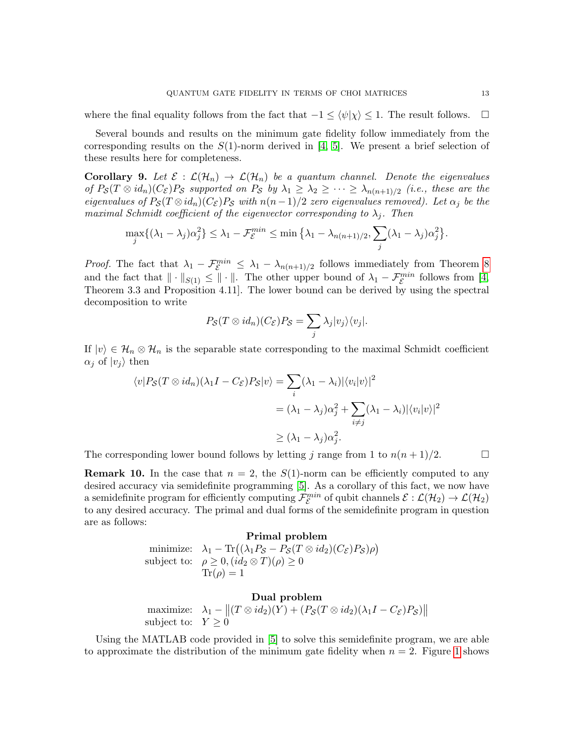where the final equality follows from the fact that $-1 \leq \langle\psi|\chi\rangle \leq 1$. The result follows. $\square$

Several bounds and results on the minimum gate fidelity follow immediately from the corresponding results on the $S(1)$-norm derived in [4, 5]. We present a brief selection of these results here for completeness.

**Corollary 9.** *Let $\mathcal{E} : \mathcal{L}(\mathcal{H}_n) \to \mathcal{L}(\mathcal{H}_n)$ be a quantum channel. Denote the eigenvalues of $P_{\mathcal{S}}(T \otimes id_n)(C_{\mathcal{E}})P_{\mathcal{S}}$ supported on $P_{\mathcal{S}}$ by $\lambda_1 \geq \lambda_2 \geq \cdots \geq \lambda_{n(n+1)/2}$ (i.e., these are the eigenvalues of $P_{\mathcal{S}}(T \otimes id_n)(C_{\mathcal{E}})P_{\mathcal{S}}$ with $n(n-1)/2$ zero eigenvalues removed). Let $\alpha_j$ be the maximal Schmidt coefficient of the eigenvector corresponding to $\lambda_j$. Then*

$$\max_j\{(\lambda_1 - \lambda_j)\alpha_j^2\} \leq \lambda_1 - \mathcal{F}_{\mathcal{E}}^{min} \leq \min\big\{\lambda_1 - \lambda_{n(n+1)/2}, \sum_j (\lambda_1 - \lambda_j)\alpha_j^2\big\}.$$

*Proof.* The fact that $\lambda_1 - \mathcal{F}_{\mathcal{E}}^{min} \leq \lambda_1 - \lambda_{n(n+1)/2}$ follows immediately from Theorem 8 and the fact that $\|\cdot\|_{S(1)} \leq \|\cdot\|$. The other upper bound of $\lambda_1 - \mathcal{F}_{\mathcal{E}}^{min}$ follows from [4, Theorem 3.3 and Proposition 4.11]. The lower bound can be derived by using the spectral decomposition to write

$$P_{\mathcal{S}}(T \otimes id_n)(C_{\mathcal{E}})P_{\mathcal{S}} = \sum_j \lambda_j |v_j\rangle\langle v_j|.$$

If $|v\rangle \in \mathcal{H}_n \otimes \mathcal{H}_n$ is the separable state corresponding to the maximal Schmidt coefficient $\alpha_j$ of $|v_j\rangle$ then

$$\begin{aligned}
\langle v|P_{\mathcal{S}}(T \otimes id_n)(\lambda_1 I - C_{\mathcal{E}})P_{\mathcal{S}}|v\rangle &= \sum_i (\lambda_1 - \lambda_i)|\langle v_i|v\rangle|^2 \\
&= (\lambda_1 - \lambda_j)\alpha_j^2 + \sum_{i \neq j}(\lambda_1 - \lambda_i)|\langle v_i|v\rangle|^2 \\
&\geq (\lambda_1 - \lambda_j)\alpha_j^2.
\end{aligned}$$

The corresponding lower bound follows by letting $j$ range from 1 to $n(n+1)/2$. $\square$

**Remark 10.** In the case that $n = 2$, the $S(1)$-norm can be efficiently computed to any desired accuracy via semidefinite programming [5]. As a corollary of this fact, we now have a semidefinite program for efficiently computing $\mathcal{F}_{\mathcal{E}}^{min}$ of qubit channels $\mathcal{E} : \mathcal{L}(\mathcal{H}_2) \to \mathcal{L}(\mathcal{H}_2)$ to any desired accuracy. The primal and dual forms of the semidefinite program in question are as follows:

**Primal problem**

$$\begin{aligned}
\text{minimize:} \quad & \lambda_1 - \mathrm{Tr}\big((\lambda_1 P_{\mathcal{S}} - P_{\mathcal{S}}(T \otimes id_2)(C_{\mathcal{E}})P_{\mathcal{S}})\rho\big) \\
\text{subject to:} \quad & \rho \geq 0, (id_2 \otimes T)(\rho) \geq 0 \\
& \mathrm{Tr}(\rho) = 1
\end{aligned}$$

**Dual problem**

$$\begin{aligned}
\text{maximize:} \quad & \lambda_1 - \big\|(T \otimes id_2)(Y) + (P_{\mathcal{S}}(T \otimes id_2)(\lambda_1 I - C_{\mathcal{E}})P_{\mathcal{S}})\big\| \\
\text{subject to:} \quad & Y \geq 0
\end{aligned}$$

Using the MATLAB code provided in [5] to solve this semidefinite program, we are able to approximate the distribution of the minimum gate fidelity when $n = 2$. Figure 1 shows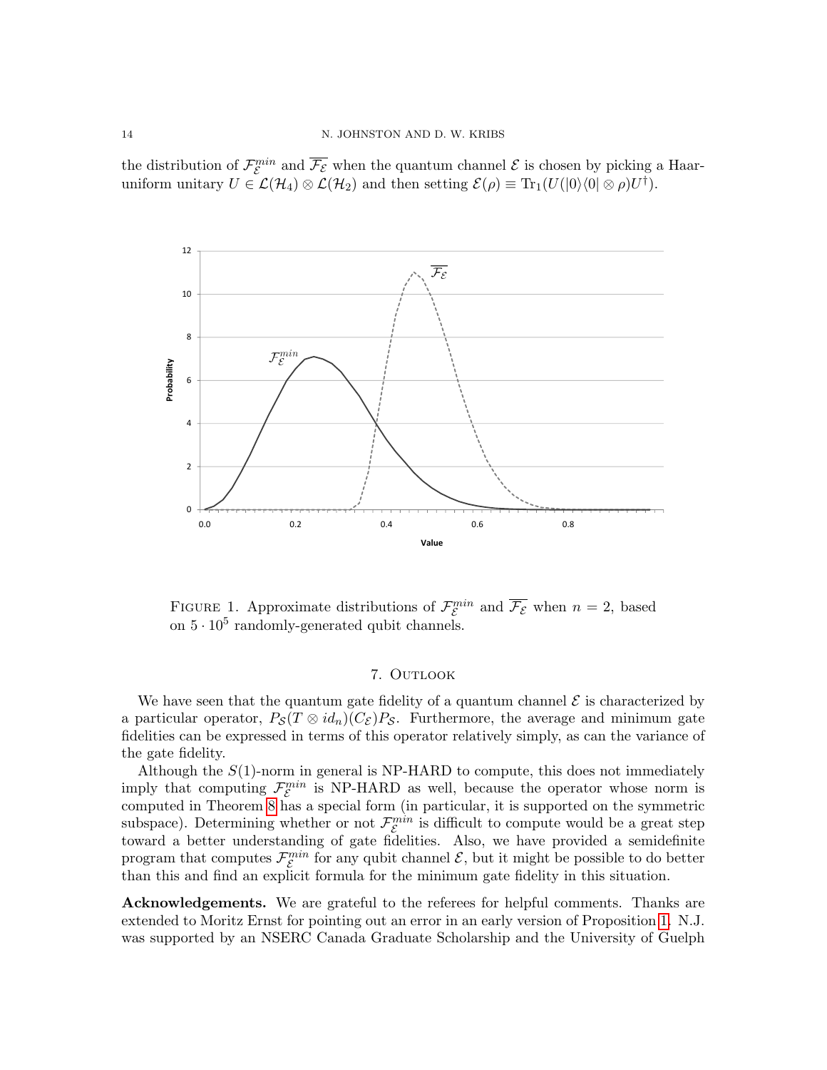the distribution of $\mathcal{F}_{\mathcal{E}}^{min}$ and $\overline{\mathcal{F}_{\mathcal{E}}}$ when the quantum channel $\mathcal{E}$ is chosen by picking a Haar-uniform unitary $U \in \mathcal{L}(\mathcal{H}_4) \otimes \mathcal{L}(\mathcal{H}_2)$ and then setting $\mathcal{E}(\rho) \equiv \mathrm{Tr}_1(U(|0\rangle\langle 0| \otimes \rho)U^\dagger)$.

FIGURE 1. Approximate distributions of $\mathcal{F}_{\mathcal{E}}^{min}$ and $\overline{\mathcal{F}_{\mathcal{E}}}$ when $n = 2$, based on $5 \cdot 10^5$ randomly-generated qubit channels.

## 7. Outlook

We have seen that the quantum gate fidelity of a quantum channel $\mathcal{E}$ is characterized by a particular operator, $P_{\mathcal{S}}(T \otimes id_n)(C_{\mathcal{E}})P_{\mathcal{S}}$. Furthermore, the average and minimum gate fidelities can be expressed in terms of this operator relatively simply, as can the variance of the gate fidelity.

Although the $S(1)$-norm in general is NP-HARD to compute, this does not immediately imply that computing $\mathcal{F}_{\mathcal{E}}^{min}$ is NP-HARD as well, because the operator whose norm is computed in Theorem 8 has a special form (in particular, it is supported on the symmetric subspace). Determining whether or not $\mathcal{F}_{\mathcal{E}}^{min}$ is difficult to compute would be a great step toward a better understanding of gate fidelities. Also, we have provided a semidefinite program that computes $\mathcal{F}_{\mathcal{E}}^{min}$ for any qubit channel $\mathcal{E}$, but it might be possible to do better than this and find an explicit formula for the minimum gate fidelity in this situation.

**Acknowledgements.** We are grateful to the referees for helpful comments. Thanks are extended to Moritz Ernst for pointing out an error in an early version of Proposition 1. N.J. was supported by an NSERC Canada Graduate Scholarship and the University of Guelph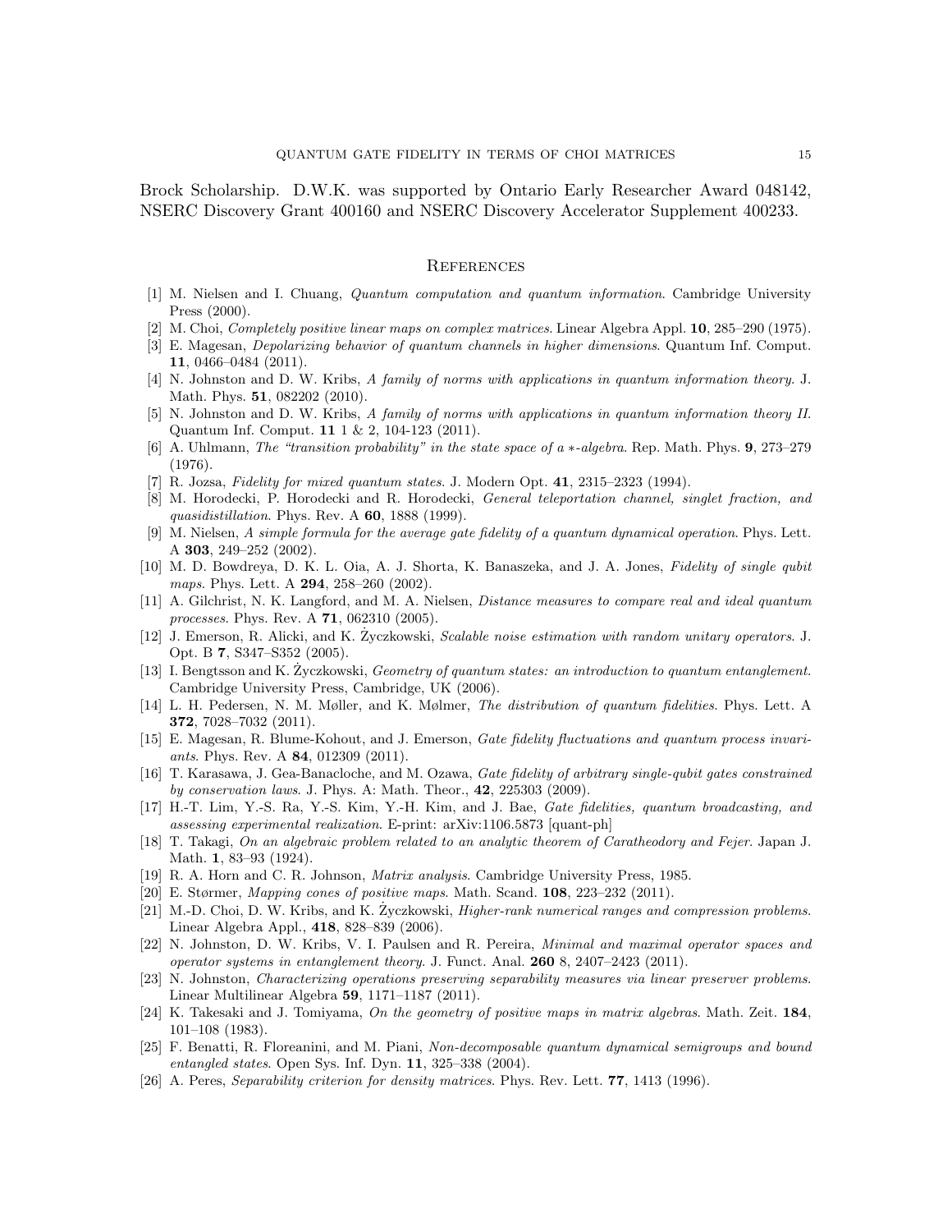Brock Scholarship. D.W.K. was supported by Ontario Early Researcher Award 048142, NSERC Discovery Grant 400160 and NSERC Discovery Accelerator Supplement 400233.

## References

[1] M. Nielsen and I. Chuang, *Quantum computation and quantum information*. Cambridge University Press (2000).

[2] M. Choi, *Completely positive linear maps on complex matrices*. Linear Algebra Appl. **10**, 285–290 (1975).

[3] E. Magesan, *Depolarizing behavior of quantum channels in higher dimensions*. Quantum Inf. Comput. **11**, 0466–0484 (2011).

[4] N. Johnston and D. W. Kribs, *A family of norms with applications in quantum information theory*. J. Math. Phys. **51**, 082202 (2010).

[5] N. Johnston and D. W. Kribs, *A family of norms with applications in quantum information theory II*. Quantum Inf. Comput. **11** 1 & 2, 104-123 (2011).

[6] A. Uhlmann, *The "transition probability" in the state space of a ∗-algebra*. Rep. Math. Phys. **9**, 273–279 (1976).

[7] R. Jozsa, *Fidelity for mixed quantum states*. J. Modern Opt. **41**, 2315–2323 (1994).

[8] M. Horodecki, P. Horodecki and R. Horodecki, *General teleportation channel, singlet fraction, and quasidistillation*. Phys. Rev. A **60**, 1888 (1999).

[9] M. Nielsen, *A simple formula for the average gate fidelity of a quantum dynamical operation*. Phys. Lett. A **303**, 249–252 (2002).

[10] M. D. Bowdreya, D. K. L. Oia, A. J. Shorta, K. Banaszeka, and J. A. Jones, *Fidelity of single qubit maps*. Phys. Lett. A **294**, 258–260 (2002).

[11] A. Gilchrist, N. K. Langford, and M. A. Nielsen, *Distance measures to compare real and ideal quantum processes*. Phys. Rev. A **71**, 062310 (2005).

[12] J. Emerson, R. Alicki, and K. Życzkowski, *Scalable noise estimation with random unitary operators*. J. Opt. B **7**, S347–S352 (2005).

[13] I. Bengtsson and K. Życzkowski, *Geometry of quantum states: an introduction to quantum entanglement*. Cambridge University Press, Cambridge, UK (2006).

[14] L. H. Pedersen, N. M. Møller, and K. Mølmer, *The distribution of quantum fidelities*. Phys. Lett. A **372**, 7028–7032 (2011).

[15] E. Magesan, R. Blume-Kohout, and J. Emerson, *Gate fidelity fluctuations and quantum process invariants*. Phys. Rev. A **84**, 012309 (2011).

[16] T. Karasawa, J. Gea-Banacloche, and M. Ozawa, *Gate fidelity of arbitrary single-qubit gates constrained by conservation laws*. J. Phys. A: Math. Theor., **42**, 225303 (2009).

[17] H.-T. Lim, Y.-S. Ra, Y.-S. Kim, Y.-H. Kim, and J. Bae, *Gate fidelities, quantum broadcasting, and assessing experimental realization*. E-print: arXiv:1106.5873 [quant-ph]

[18] T. Takagi, *On an algebraic problem related to an analytic theorem of Caratheodory and Fejer*. Japan J. Math. **1**, 83–93 (1924).

[19] R. A. Horn and C. R. Johnson, *Matrix analysis*. Cambridge University Press, 1985.

[20] E. Størmer, *Mapping cones of positive maps*. Math. Scand. **108**, 223–232 (2011).

[21] M.-D. Choi, D. W. Kribs, and K. Życzkowski, *Higher-rank numerical ranges and compression problems*. Linear Algebra Appl., **418**, 828–839 (2006).

[22] N. Johnston, D. W. Kribs, V. I. Paulsen and R. Pereira, *Minimal and maximal operator spaces and operator systems in entanglement theory*. J. Funct. Anal. **260** 8, 2407–2423 (2011).

[23] N. Johnston, *Characterizing operations preserving separability measures via linear preserver problems*. Linear Multilinear Algebra **59**, 1171–1187 (2011).

[24] K. Takesaki and J. Tomiyama, *On the geometry of positive maps in matrix algebras*. Math. Zeit. **184**, 101–108 (1983).

[25] F. Benatti, R. Floreanini, and M. Piani, *Non-decomposable quantum dynamical semigroups and bound entangled states*. Open Sys. Inf. Dyn. **11**, 325–338 (2004).

[26] A. Peres, *Separability criterion for density matrices*. Phys. Rev. Lett. **77**, 1413 (1996).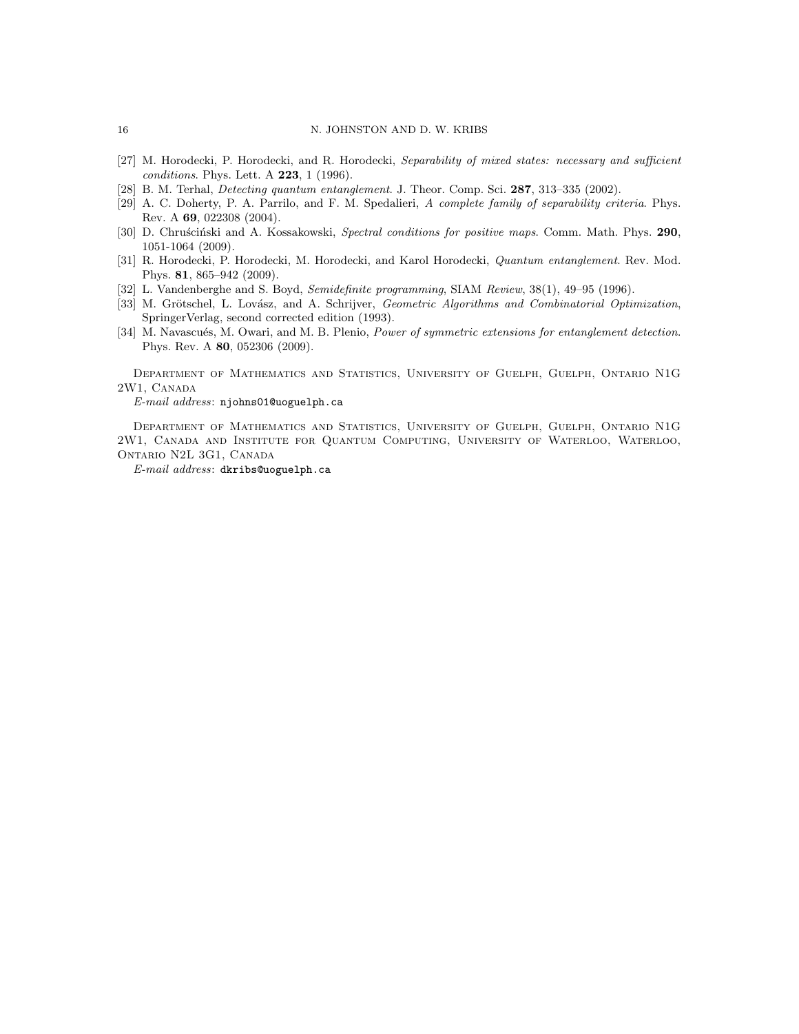[27] M. Horodecki, P. Horodecki, and R. Horodecki, *Separability of mixed states: necessary and sufficient conditions*. Phys. Lett. A **223**, 1 (1996).

[28] B. M. Terhal, *Detecting quantum entanglement*. J. Theor. Comp. Sci. **287**, 313–335 (2002).

[29] A. C. Doherty, P. A. Parrilo, and F. M. Spedalieri, *A complete family of separability criteria*. Phys. Rev. A **69**, 022308 (2004).

[30] D. Chruściński and A. Kossakowski, *Spectral conditions for positive maps*. Comm. Math. Phys. **290**, 1051-1064 (2009).

[31] R. Horodecki, P. Horodecki, M. Horodecki, and Karol Horodecki, *Quantum entanglement*. Rev. Mod. Phys. **81**, 865–942 (2009).

[32] L. Vandenberghe and S. Boyd, *Semidefinite programming*, SIAM *Review*, 38(1), 49–95 (1996).

[33] M. Grötschel, L. Lovász, and A. Schrijver, *Geometric Algorithms and Combinatorial Optimization*, SpringerVerlag, second corrected edition (1993).

[34] M. Navascués, M. Owari, and M. B. Plenio, *Power of symmetric extensions for entanglement detection*. Phys. Rev. A **80**, 052306 (2009).

Department of Mathematics and Statistics, University of Guelph, Guelph, Ontario N1G 2W1, Canada

*E-mail address*: `njohns01@uoguelph.ca`

Department of Mathematics and Statistics, University of Guelph, Guelph, Ontario N1G 2W1, Canada and Institute for Quantum Computing, University of Waterloo, Waterloo, Ontario N2L 3G1, Canada

*E-mail address*: `dkribs@uoguelph.ca`